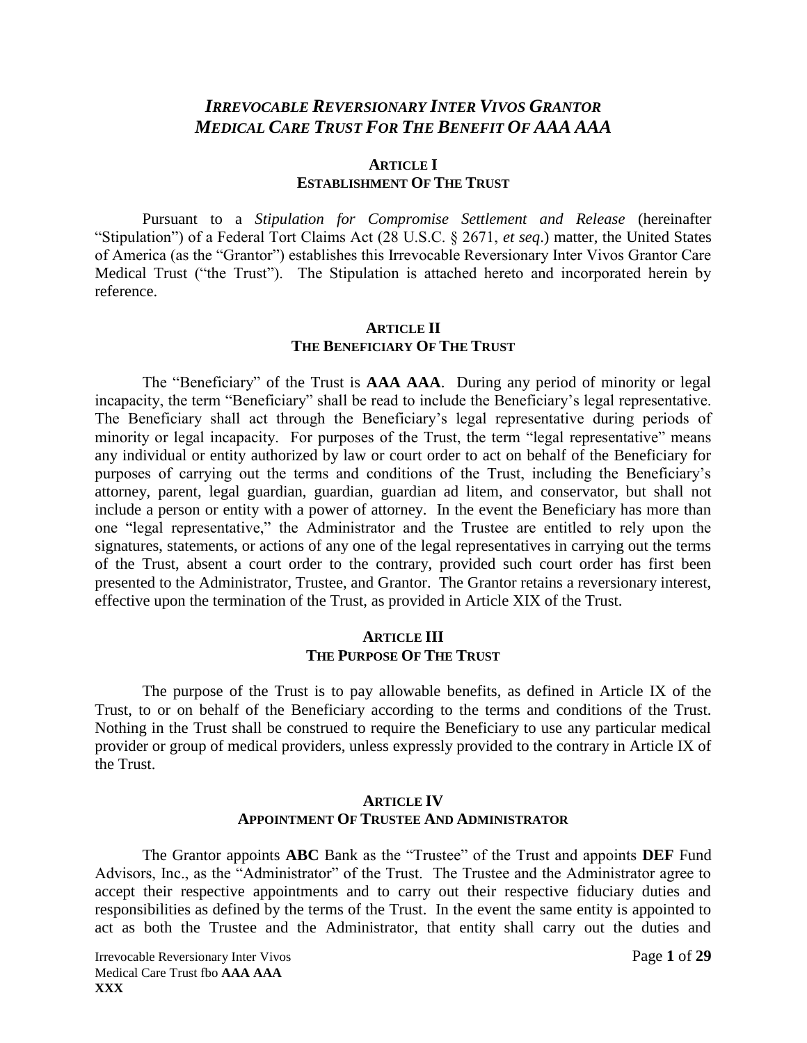# *IRREVOCABLE REVERSIONARY INTER VIVOS GRANTOR MEDICAL CARE TRUST FOR THE BENEFIT OF AAA AAA*

## ARTICLE I
## ESTABLISHMENT OF THE TRUST

Pursuant to a *Stipulation for Compromise Settlement and Release* (hereinafter "Stipulation") of a Federal Tort Claims Act (28 U.S.C. § 2671, *et seq*.) matter, the United States of America (as the "Grantor") establishes this Irrevocable Reversionary Inter Vivos Grantor Care Medical Trust ("the Trust"). The Stipulation is attached hereto and incorporated herein by reference.

## ARTICLE II
## THE BENEFICIARY OF THE TRUST

The "Beneficiary" of the Trust is **AAA AAA**. During any period of minority or legal incapacity, the term "Beneficiary" shall be read to include the Beneficiary's legal representative. The Beneficiary shall act through the Beneficiary's legal representative during periods of minority or legal incapacity. For purposes of the Trust, the term "legal representative" means any individual or entity authorized by law or court order to act on behalf of the Beneficiary for purposes of carrying out the terms and conditions of the Trust, including the Beneficiary's attorney, parent, legal guardian, guardian, guardian ad litem, and conservator, but shall not include a person or entity with a power of attorney. In the event the Beneficiary has more than one "legal representative," the Administrator and the Trustee are entitled to rely upon the signatures, statements, or actions of any one of the legal representatives in carrying out the terms of the Trust, absent a court order to the contrary, provided such court order has first been presented to the Administrator, Trustee, and Grantor. The Grantor retains a reversionary interest, effective upon the termination of the Trust, as provided in Article XIX of the Trust.

## ARTICLE III
## THE PURPOSE OF THE TRUST

The purpose of the Trust is to pay allowable benefits, as defined in Article IX of the Trust, to or on behalf of the Beneficiary according to the terms and conditions of the Trust. Nothing in the Trust shall be construed to require the Beneficiary to use any particular medical provider or group of medical providers, unless expressly provided to the contrary in Article IX of the Trust.

## ARTICLE IV
## APPOINTMENT OF TRUSTEE AND ADMINISTRATOR

The Grantor appoints **ABC** Bank as the "Trustee" of the Trust and appoints **DEF** Fund Advisors, Inc., as the "Administrator" of the Trust. The Trustee and the Administrator agree to accept their respective appointments and to carry out their respective fiduciary duties and responsibilities as defined by the terms of the Trust. In the event the same entity is appointed to act as both the Trustee and the Administrator, that entity shall carry out the duties and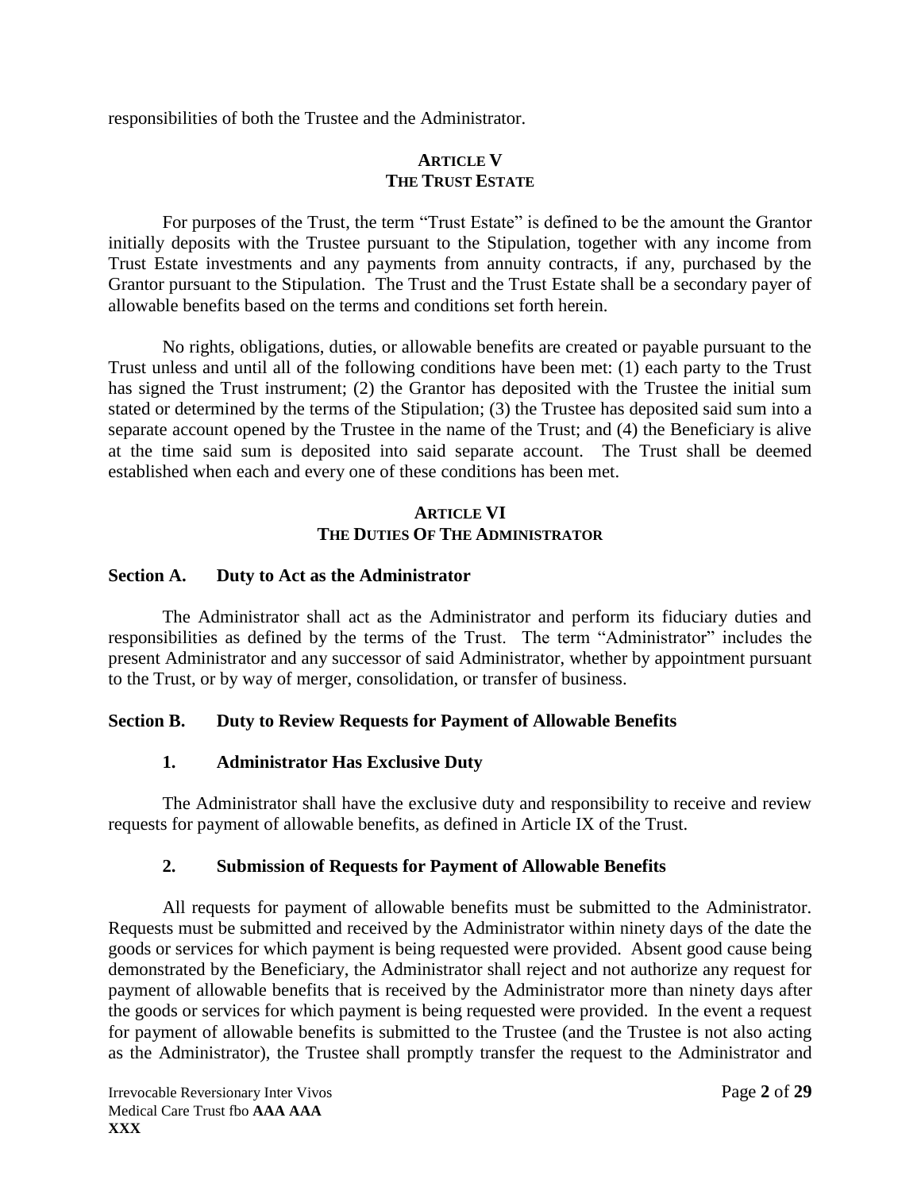responsibilities of both the Trustee and the Administrator.

## ARTICLE V
## THE TRUST ESTATE

For purposes of the Trust, the term "Trust Estate" is defined to be the amount the Grantor initially deposits with the Trustee pursuant to the Stipulation, together with any income from Trust Estate investments and any payments from annuity contracts, if any, purchased by the Grantor pursuant to the Stipulation. The Trust and the Trust Estate shall be a secondary payer of allowable benefits based on the terms and conditions set forth herein.

No rights, obligations, duties, or allowable benefits are created or payable pursuant to the Trust unless and until all of the following conditions have been met: (1) each party to the Trust has signed the Trust instrument; (2) the Grantor has deposited with the Trustee the initial sum stated or determined by the terms of the Stipulation; (3) the Trustee has deposited said sum into a separate account opened by the Trustee in the name of the Trust; and (4) the Beneficiary is alive at the time said sum is deposited into said separate account. The Trust shall be deemed established when each and every one of these conditions has been met.

## ARTICLE VI
## THE DUTIES OF THE ADMINISTRATOR

### Section A. Duty to Act as the Administrator

The Administrator shall act as the Administrator and perform its fiduciary duties and responsibilities as defined by the terms of the Trust. The term "Administrator" includes the present Administrator and any successor of said Administrator, whether by appointment pursuant to the Trust, or by way of merger, consolidation, or transfer of business.

### Section B. Duty to Review Requests for Payment of Allowable Benefits

#### 1. Administrator Has Exclusive Duty

The Administrator shall have the exclusive duty and responsibility to receive and review requests for payment of allowable benefits, as defined in Article IX of the Trust.

#### 2. Submission of Requests for Payment of Allowable Benefits

All requests for payment of allowable benefits must be submitted to the Administrator. Requests must be submitted and received by the Administrator within ninety days of the date the goods or services for which payment is being requested were provided. Absent good cause being demonstrated by the Beneficiary, the Administrator shall reject and not authorize any request for payment of allowable benefits that is received by the Administrator more than ninety days after the goods or services for which payment is being requested were provided. In the event a request for payment of allowable benefits is submitted to the Trustee (and the Trustee is not also acting as the Administrator), the Trustee shall promptly transfer the request to the Administrator and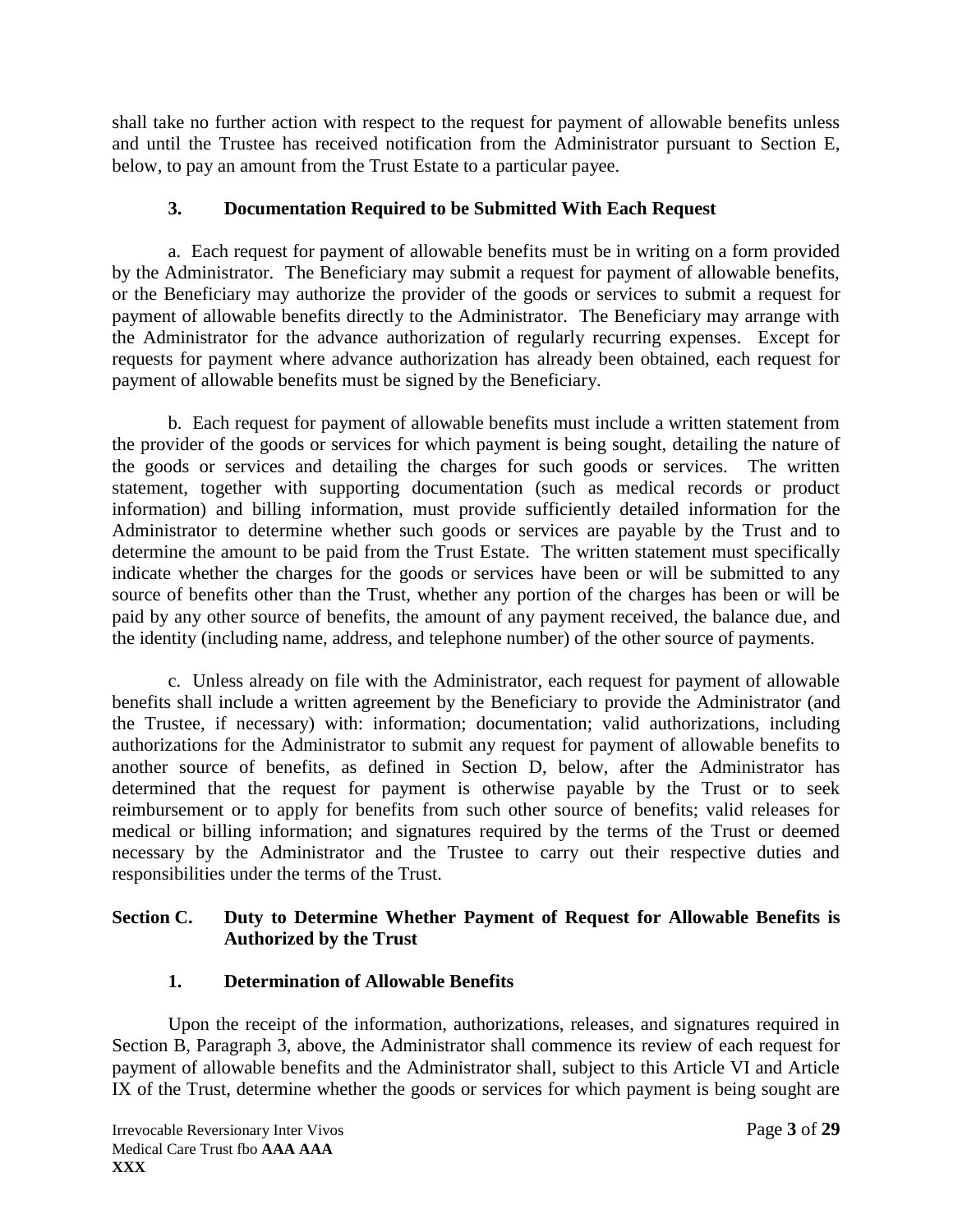shall take no further action with respect to the request for payment of allowable benefits unless and until the Trustee has received notification from the Administrator pursuant to Section E, below, to pay an amount from the Trust Estate to a particular payee.

### 3. Documentation Required to be Submitted With Each Request

a. Each request for payment of allowable benefits must be in writing on a form provided by the Administrator. The Beneficiary may submit a request for payment of allowable benefits, or the Beneficiary may authorize the provider of the goods or services to submit a request for payment of allowable benefits directly to the Administrator. The Beneficiary may arrange with the Administrator for the advance authorization of regularly recurring expenses. Except for requests for payment where advance authorization has already been obtained, each request for payment of allowable benefits must be signed by the Beneficiary.

b. Each request for payment of allowable benefits must include a written statement from the provider of the goods or services for which payment is being sought, detailing the nature of the goods or services and detailing the charges for such goods or services. The written statement, together with supporting documentation (such as medical records or product information) and billing information, must provide sufficiently detailed information for the Administrator to determine whether such goods or services are payable by the Trust and to determine the amount to be paid from the Trust Estate. The written statement must specifically indicate whether the charges for the goods or services have been or will be submitted to any source of benefits other than the Trust, whether any portion of the charges has been or will be paid by any other source of benefits, the amount of any payment received, the balance due, and the identity (including name, address, and telephone number) of the other source of payments.

c. Unless already on file with the Administrator, each request for payment of allowable benefits shall include a written agreement by the Beneficiary to provide the Administrator (and the Trustee, if necessary) with: information; documentation; valid authorizations, including authorizations for the Administrator to submit any request for payment of allowable benefits to another source of benefits, as defined in Section D, below, after the Administrator has determined that the request for payment is otherwise payable by the Trust or to seek reimbursement or to apply for benefits from such other source of benefits; valid releases for medical or billing information; and signatures required by the terms of the Trust or deemed necessary by the Administrator and the Trustee to carry out their respective duties and responsibilities under the terms of the Trust.

## Section C. Duty to Determine Whether Payment of Request for Allowable Benefits is Authorized by the Trust

### 1. Determination of Allowable Benefits

Upon the receipt of the information, authorizations, releases, and signatures required in Section B, Paragraph 3, above, the Administrator shall commence its review of each request for payment of allowable benefits and the Administrator shall, subject to this Article VI and Article IX of the Trust, determine whether the goods or services for which payment is being sought are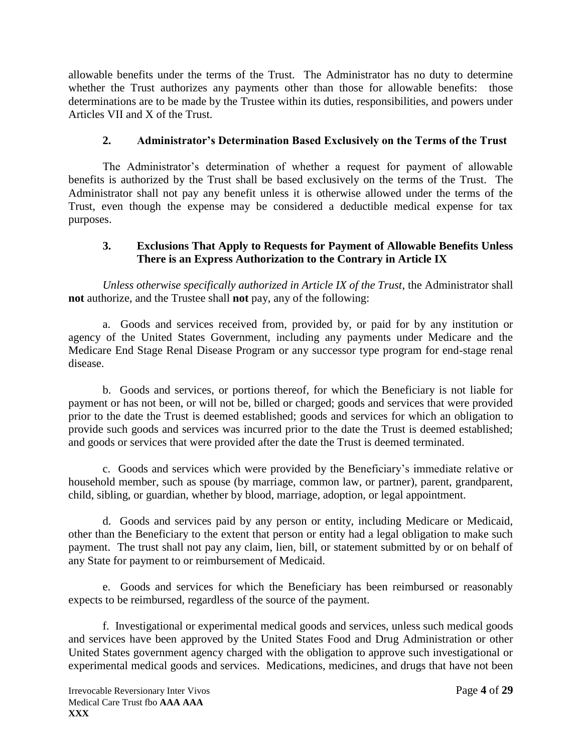allowable benefits under the terms of the Trust. The Administrator has no duty to determine whether the Trust authorizes any payments other than those for allowable benefits: those determinations are to be made by the Trustee within its duties, responsibilities, and powers under Articles VII and X of the Trust.

### 2. Administrator's Determination Based Exclusively on the Terms of the Trust

The Administrator's determination of whether a request for payment of allowable benefits is authorized by the Trust shall be based exclusively on the terms of the Trust. The Administrator shall not pay any benefit unless it is otherwise allowed under the terms of the Trust, even though the expense may be considered a deductible medical expense for tax purposes.

### 3. Exclusions That Apply to Requests for Payment of Allowable Benefits Unless There is an Express Authorization to the Contrary in Article IX

*Unless otherwise specifically authorized in Article IX of the Trust*, the Administrator shall **not** authorize, and the Trustee shall **not** pay, any of the following:

a. Goods and services received from, provided by, or paid for by any institution or agency of the United States Government, including any payments under Medicare and the Medicare End Stage Renal Disease Program or any successor type program for end-stage renal disease.

b. Goods and services, or portions thereof, for which the Beneficiary is not liable for payment or has not been, or will not be, billed or charged; goods and services that were provided prior to the date the Trust is deemed established; goods and services for which an obligation to provide such goods and services was incurred prior to the date the Trust is deemed established; and goods or services that were provided after the date the Trust is deemed terminated.

c. Goods and services which were provided by the Beneficiary's immediate relative or household member, such as spouse (by marriage, common law, or partner), parent, grandparent, child, sibling, or guardian, whether by blood, marriage, adoption, or legal appointment.

d. Goods and services paid by any person or entity, including Medicare or Medicaid, other than the Beneficiary to the extent that person or entity had a legal obligation to make such payment. The trust shall not pay any claim, lien, bill, or statement submitted by or on behalf of any State for payment to or reimbursement of Medicaid.

e. Goods and services for which the Beneficiary has been reimbursed or reasonably expects to be reimbursed, regardless of the source of the payment.

f. Investigational or experimental medical goods and services, unless such medical goods and services have been approved by the United States Food and Drug Administration or other United States government agency charged with the obligation to approve such investigational or experimental medical goods and services. Medications, medicines, and drugs that have not been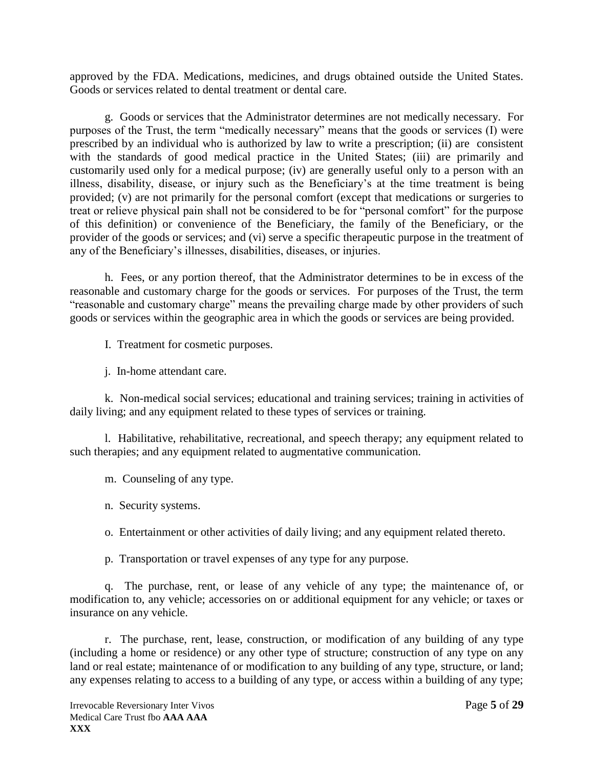approved by the FDA. Medications, medicines, and drugs obtained outside the United States. Goods or services related to dental treatment or dental care.

g. Goods or services that the Administrator determines are not medically necessary. For purposes of the Trust, the term "medically necessary" means that the goods or services (I) were prescribed by an individual who is authorized by law to write a prescription; (ii) are consistent with the standards of good medical practice in the United States; (iii) are primarily and customarily used only for a medical purpose; (iv) are generally useful only to a person with an illness, disability, disease, or injury such as the Beneficiary's at the time treatment is being provided; (v) are not primarily for the personal comfort (except that medications or surgeries to treat or relieve physical pain shall not be considered to be for "personal comfort" for the purpose of this definition) or convenience of the Beneficiary, the family of the Beneficiary, or the provider of the goods or services; and (vi) serve a specific therapeutic purpose in the treatment of any of the Beneficiary's illnesses, disabilities, diseases, or injuries.

h. Fees, or any portion thereof, that the Administrator determines to be in excess of the reasonable and customary charge for the goods or services. For purposes of the Trust, the term "reasonable and customary charge" means the prevailing charge made by other providers of such goods or services within the geographic area in which the goods or services are being provided.

I. Treatment for cosmetic purposes.

j. In-home attendant care.

k. Non-medical social services; educational and training services; training in activities of daily living; and any equipment related to these types of services or training.

l. Habilitative, rehabilitative, recreational, and speech therapy; any equipment related to such therapies; and any equipment related to augmentative communication.

m. Counseling of any type.

n. Security systems.

o. Entertainment or other activities of daily living; and any equipment related thereto.

p. Transportation or travel expenses of any type for any purpose.

q. The purchase, rent, or lease of any vehicle of any type; the maintenance of, or modification to, any vehicle; accessories on or additional equipment for any vehicle; or taxes or insurance on any vehicle.

r. The purchase, rent, lease, construction, or modification of any building of any type (including a home or residence) or any other type of structure; construction of any type on any land or real estate; maintenance of or modification to any building of any type, structure, or land; any expenses relating to access to a building of any type, or access within a building of any type;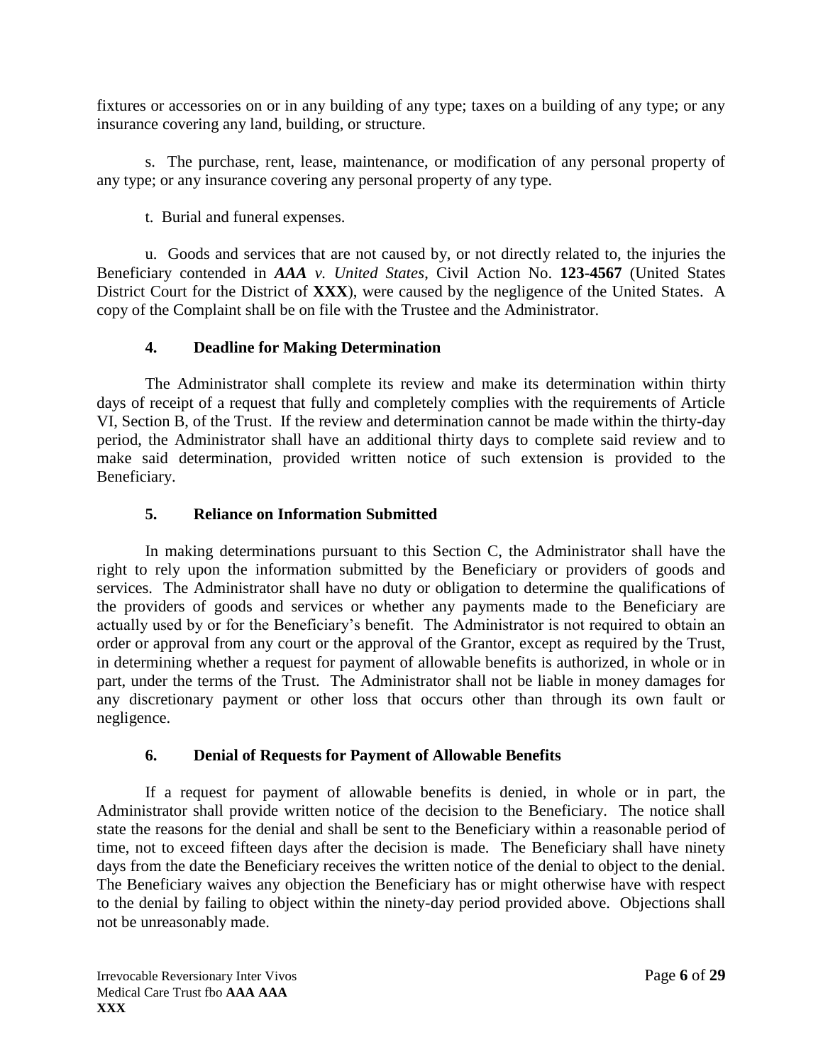fixtures or accessories on or in any building of any type; taxes on a building of any type; or any insurance covering any land, building, or structure.

s. The purchase, rent, lease, maintenance, or modification of any personal property of any type; or any insurance covering any personal property of any type.

t. Burial and funeral expenses.

u. Goods and services that are not caused by, or not directly related to, the injuries the Beneficiary contended in ***AAA v. United States***, Civil Action No. **123-4567** (United States District Court for the District of **XXX**), were caused by the negligence of the United States. A copy of the Complaint shall be on file with the Trustee and the Administrator.

### 4. Deadline for Making Determination

The Administrator shall complete its review and make its determination within thirty days of receipt of a request that fully and completely complies with the requirements of Article VI, Section B, of the Trust. If the review and determination cannot be made within the thirty-day period, the Administrator shall have an additional thirty days to complete said review and to make said determination, provided written notice of such extension is provided to the Beneficiary.

### 5. Reliance on Information Submitted

In making determinations pursuant to this Section C, the Administrator shall have the right to rely upon the information submitted by the Beneficiary or providers of goods and services. The Administrator shall have no duty or obligation to determine the qualifications of the providers of goods and services or whether any payments made to the Beneficiary are actually used by or for the Beneficiary's benefit. The Administrator is not required to obtain an order or approval from any court or the approval of the Grantor, except as required by the Trust, in determining whether a request for payment of allowable benefits is authorized, in whole or in part, under the terms of the Trust. The Administrator shall not be liable in money damages for any discretionary payment or other loss that occurs other than through its own fault or negligence.

### 6. Denial of Requests for Payment of Allowable Benefits

If a request for payment of allowable benefits is denied, in whole or in part, the Administrator shall provide written notice of the decision to the Beneficiary. The notice shall state the reasons for the denial and shall be sent to the Beneficiary within a reasonable period of time, not to exceed fifteen days after the decision is made. The Beneficiary shall have ninety days from the date the Beneficiary receives the written notice of the denial to object to the denial. The Beneficiary waives any objection the Beneficiary has or might otherwise have with respect to the denial by failing to object within the ninety-day period provided above. Objections shall not be unreasonably made.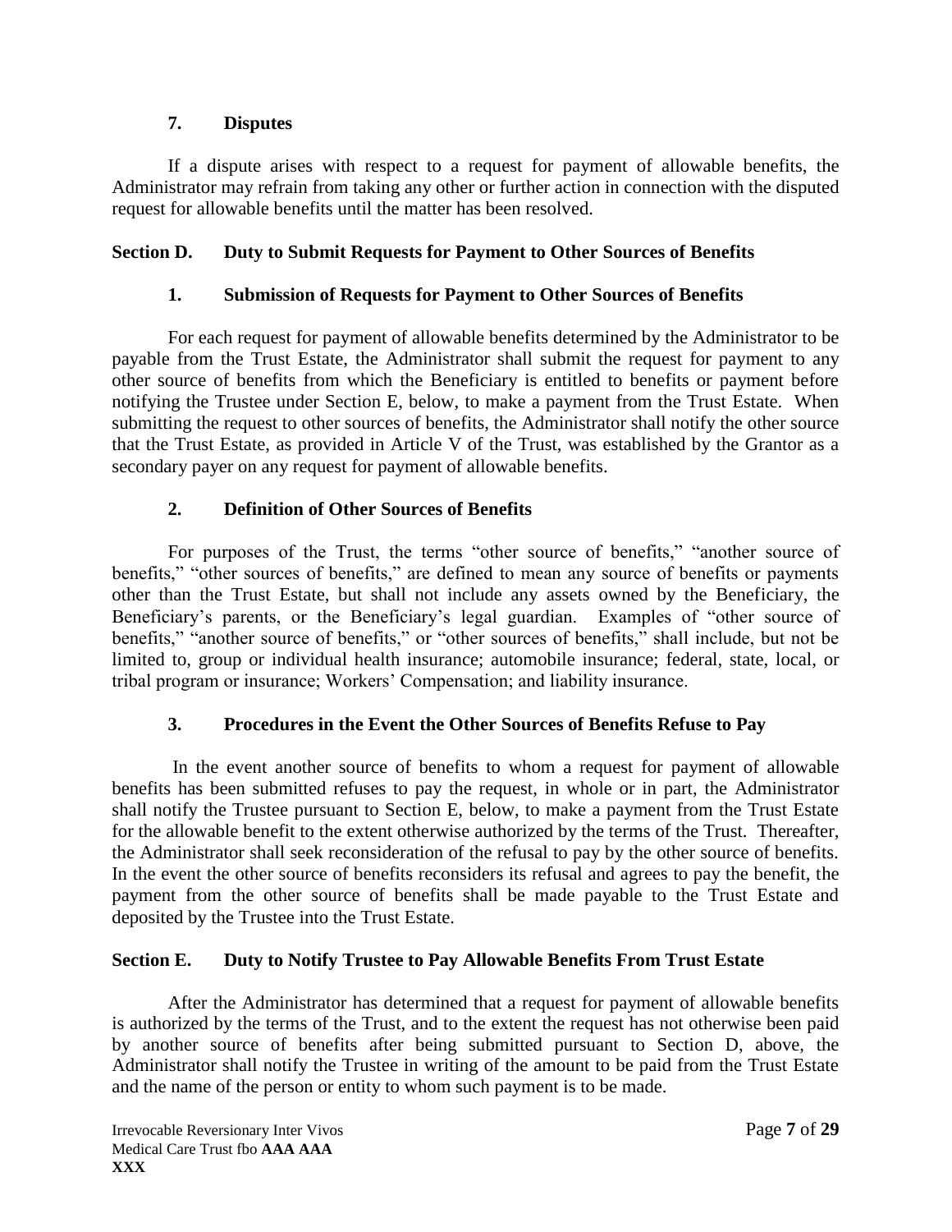### 7. Disputes

If a dispute arises with respect to a request for payment of allowable benefits, the Administrator may refrain from taking any other or further action in connection with the disputed request for allowable benefits until the matter has been resolved.

## Section D. Duty to Submit Requests for Payment to Other Sources of Benefits

### 1. Submission of Requests for Payment to Other Sources of Benefits

For each request for payment of allowable benefits determined by the Administrator to be payable from the Trust Estate, the Administrator shall submit the request for payment to any other source of benefits from which the Beneficiary is entitled to benefits or payment before notifying the Trustee under Section E, below, to make a payment from the Trust Estate. When submitting the request to other sources of benefits, the Administrator shall notify the other source that the Trust Estate, as provided in Article V of the Trust, was established by the Grantor as a secondary payer on any request for payment of allowable benefits.

### 2. Definition of Other Sources of Benefits

For purposes of the Trust, the terms "other source of benefits," "another source of benefits," "other sources of benefits," are defined to mean any source of benefits or payments other than the Trust Estate, but shall not include any assets owned by the Beneficiary, the Beneficiary's parents, or the Beneficiary's legal guardian. Examples of "other source of benefits," "another source of benefits," or "other sources of benefits," shall include, but not be limited to, group or individual health insurance; automobile insurance; federal, state, local, or tribal program or insurance; Workers' Compensation; and liability insurance.

### 3. Procedures in the Event the Other Sources of Benefits Refuse to Pay

In the event another source of benefits to whom a request for payment of allowable benefits has been submitted refuses to pay the request, in whole or in part, the Administrator shall notify the Trustee pursuant to Section E, below, to make a payment from the Trust Estate for the allowable benefit to the extent otherwise authorized by the terms of the Trust. Thereafter, the Administrator shall seek reconsideration of the refusal to pay by the other source of benefits. In the event the other source of benefits reconsiders its refusal and agrees to pay the benefit, the payment from the other source of benefits shall be made payable to the Trust Estate and deposited by the Trustee into the Trust Estate.

## Section E. Duty to Notify Trustee to Pay Allowable Benefits From Trust Estate

After the Administrator has determined that a request for payment of allowable benefits is authorized by the terms of the Trust, and to the extent the request has not otherwise been paid by another source of benefits after being submitted pursuant to Section D, above, the Administrator shall notify the Trustee in writing of the amount to be paid from the Trust Estate and the name of the person or entity to whom such payment is to be made.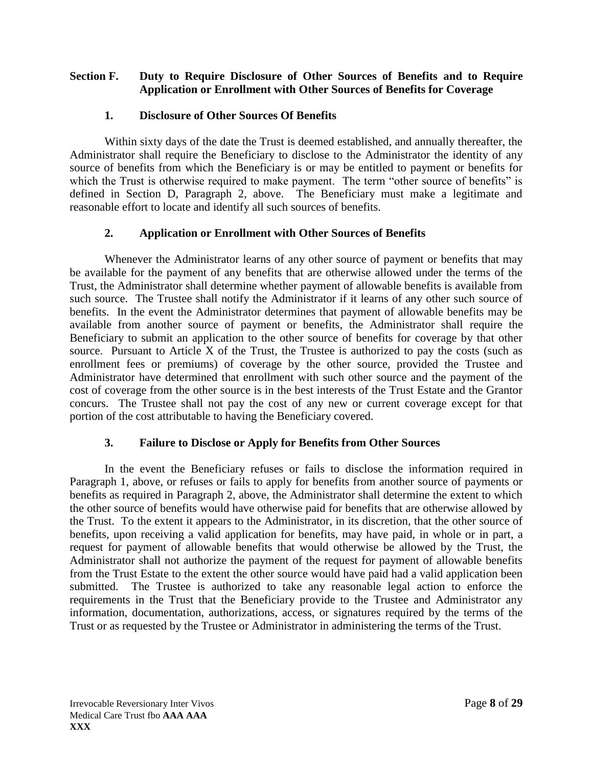## Section F. Duty to Require Disclosure of Other Sources of Benefits and to Require Application or Enrollment with Other Sources of Benefits for Coverage

### 1. Disclosure of Other Sources Of Benefits

Within sixty days of the date the Trust is deemed established, and annually thereafter, the Administrator shall require the Beneficiary to disclose to the Administrator the identity of any source of benefits from which the Beneficiary is or may be entitled to payment or benefits for which the Trust is otherwise required to make payment. The term "other source of benefits" is defined in Section D, Paragraph 2, above. The Beneficiary must make a legitimate and reasonable effort to locate and identify all such sources of benefits.

### 2. Application or Enrollment with Other Sources of Benefits

Whenever the Administrator learns of any other source of payment or benefits that may be available for the payment of any benefits that are otherwise allowed under the terms of the Trust, the Administrator shall determine whether payment of allowable benefits is available from such source. The Trustee shall notify the Administrator if it learns of any other such source of benefits. In the event the Administrator determines that payment of allowable benefits may be available from another source of payment or benefits, the Administrator shall require the Beneficiary to submit an application to the other source of benefits for coverage by that other source. Pursuant to Article X of the Trust, the Trustee is authorized to pay the costs (such as enrollment fees or premiums) of coverage by the other source, provided the Trustee and Administrator have determined that enrollment with such other source and the payment of the cost of coverage from the other source is in the best interests of the Trust Estate and the Grantor concurs. The Trustee shall not pay the cost of any new or current coverage except for that portion of the cost attributable to having the Beneficiary covered.

### 3. Failure to Disclose or Apply for Benefits from Other Sources

In the event the Beneficiary refuses or fails to disclose the information required in Paragraph 1, above, or refuses or fails to apply for benefits from another source of payments or benefits as required in Paragraph 2, above, the Administrator shall determine the extent to which the other source of benefits would have otherwise paid for benefits that are otherwise allowed by the Trust. To the extent it appears to the Administrator, in its discretion, that the other source of benefits, upon receiving a valid application for benefits, may have paid, in whole or in part, a request for payment of allowable benefits that would otherwise be allowed by the Trust, the Administrator shall not authorize the payment of the request for payment of allowable benefits from the Trust Estate to the extent the other source would have paid had a valid application been submitted. The Trustee is authorized to take any reasonable legal action to enforce the requirements in the Trust that the Beneficiary provide to the Trustee and Administrator any information, documentation, authorizations, access, or signatures required by the terms of the Trust or as requested by the Trustee or Administrator in administering the terms of the Trust.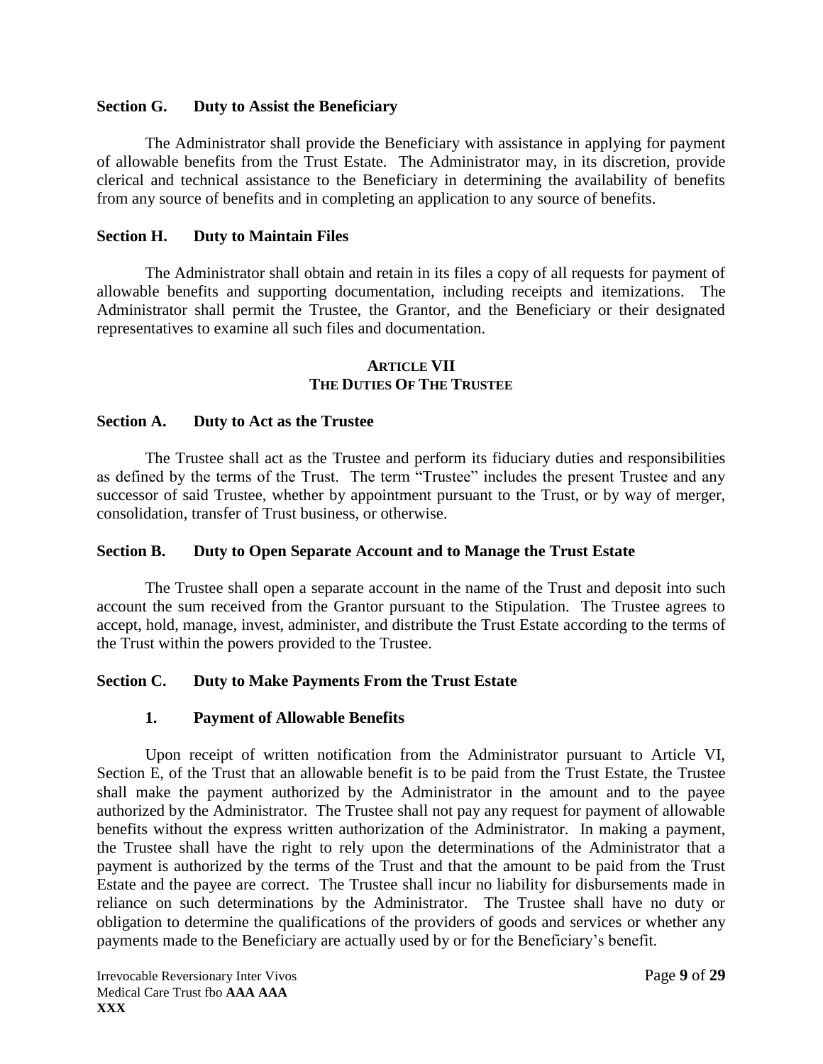### Section G. Duty to Assist the Beneficiary

The Administrator shall provide the Beneficiary with assistance in applying for payment of allowable benefits from the Trust Estate. The Administrator may, in its discretion, provide clerical and technical assistance to the Beneficiary in determining the availability of benefits from any source of benefits and in completing an application to any source of benefits.

### Section H. Duty to Maintain Files

The Administrator shall obtain and retain in its files a copy of all requests for payment of allowable benefits and supporting documentation, including receipts and itemizations. The Administrator shall permit the Trustee, the Grantor, and the Beneficiary or their designated representatives to examine all such files and documentation.

## ARTICLE VII
## THE DUTIES OF THE TRUSTEE

### Section A. Duty to Act as the Trustee

The Trustee shall act as the Trustee and perform its fiduciary duties and responsibilities as defined by the terms of the Trust. The term "Trustee" includes the present Trustee and any successor of said Trustee, whether by appointment pursuant to the Trust, or by way of merger, consolidation, transfer of Trust business, or otherwise.

### Section B. Duty to Open Separate Account and to Manage the Trust Estate

The Trustee shall open a separate account in the name of the Trust and deposit into such account the sum received from the Grantor pursuant to the Stipulation. The Trustee agrees to accept, hold, manage, invest, administer, and distribute the Trust Estate according to the terms of the Trust within the powers provided to the Trustee.

### Section C. Duty to Make Payments From the Trust Estate

#### 1. Payment of Allowable Benefits

Upon receipt of written notification from the Administrator pursuant to Article VI, Section E, of the Trust that an allowable benefit is to be paid from the Trust Estate, the Trustee shall make the payment authorized by the Administrator in the amount and to the payee authorized by the Administrator. The Trustee shall not pay any request for payment of allowable benefits without the express written authorization of the Administrator. In making a payment, the Trustee shall have the right to rely upon the determinations of the Administrator that a payment is authorized by the terms of the Trust and that the amount to be paid from the Trust Estate and the payee are correct. The Trustee shall incur no liability for disbursements made in reliance on such determinations by the Administrator. The Trustee shall have no duty or obligation to determine the qualifications of the providers of goods and services or whether any payments made to the Beneficiary are actually used by or for the Beneficiary's benefit.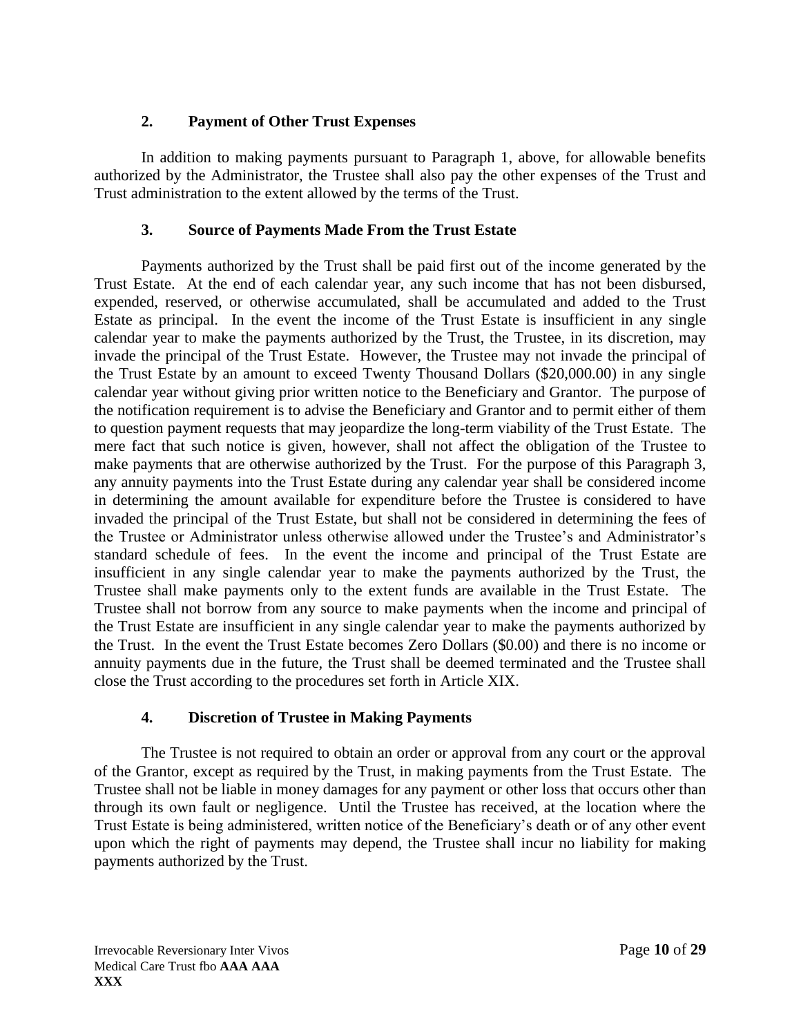### 2. Payment of Other Trust Expenses

In addition to making payments pursuant to Paragraph 1, above, for allowable benefits authorized by the Administrator, the Trustee shall also pay the other expenses of the Trust and Trust administration to the extent allowed by the terms of the Trust.

### 3. Source of Payments Made From the Trust Estate

Payments authorized by the Trust shall be paid first out of the income generated by the Trust Estate. At the end of each calendar year, any such income that has not been disbursed, expended, reserved, or otherwise accumulated, shall be accumulated and added to the Trust Estate as principal. In the event the income of the Trust Estate is insufficient in any single calendar year to make the payments authorized by the Trust, the Trustee, in its discretion, may invade the principal of the Trust Estate. However, the Trustee may not invade the principal of the Trust Estate by an amount to exceed Twenty Thousand Dollars ($20,000.00) in any single calendar year without giving prior written notice to the Beneficiary and Grantor. The purpose of the notification requirement is to advise the Beneficiary and Grantor and to permit either of them to question payment requests that may jeopardize the long-term viability of the Trust Estate. The mere fact that such notice is given, however, shall not affect the obligation of the Trustee to make payments that are otherwise authorized by the Trust. For the purpose of this Paragraph 3, any annuity payments into the Trust Estate during any calendar year shall be considered income in determining the amount available for expenditure before the Trustee is considered to have invaded the principal of the Trust Estate, but shall not be considered in determining the fees of the Trustee or Administrator unless otherwise allowed under the Trustee's and Administrator's standard schedule of fees. In the event the income and principal of the Trust Estate are insufficient in any single calendar year to make the payments authorized by the Trust, the Trustee shall make payments only to the extent funds are available in the Trust Estate. The Trustee shall not borrow from any source to make payments when the income and principal of the Trust Estate are insufficient in any single calendar year to make the payments authorized by the Trust. In the event the Trust Estate becomes Zero Dollars ($0.00) and there is no income or annuity payments due in the future, the Trust shall be deemed terminated and the Trustee shall close the Trust according to the procedures set forth in Article XIX.

### 4. Discretion of Trustee in Making Payments

The Trustee is not required to obtain an order or approval from any court or the approval of the Grantor, except as required by the Trust, in making payments from the Trust Estate. The Trustee shall not be liable in money damages for any payment or other loss that occurs other than through its own fault or negligence. Until the Trustee has received, at the location where the Trust Estate is being administered, written notice of the Beneficiary's death or of any other event upon which the right of payments may depend, the Trustee shall incur no liability for making payments authorized by the Trust.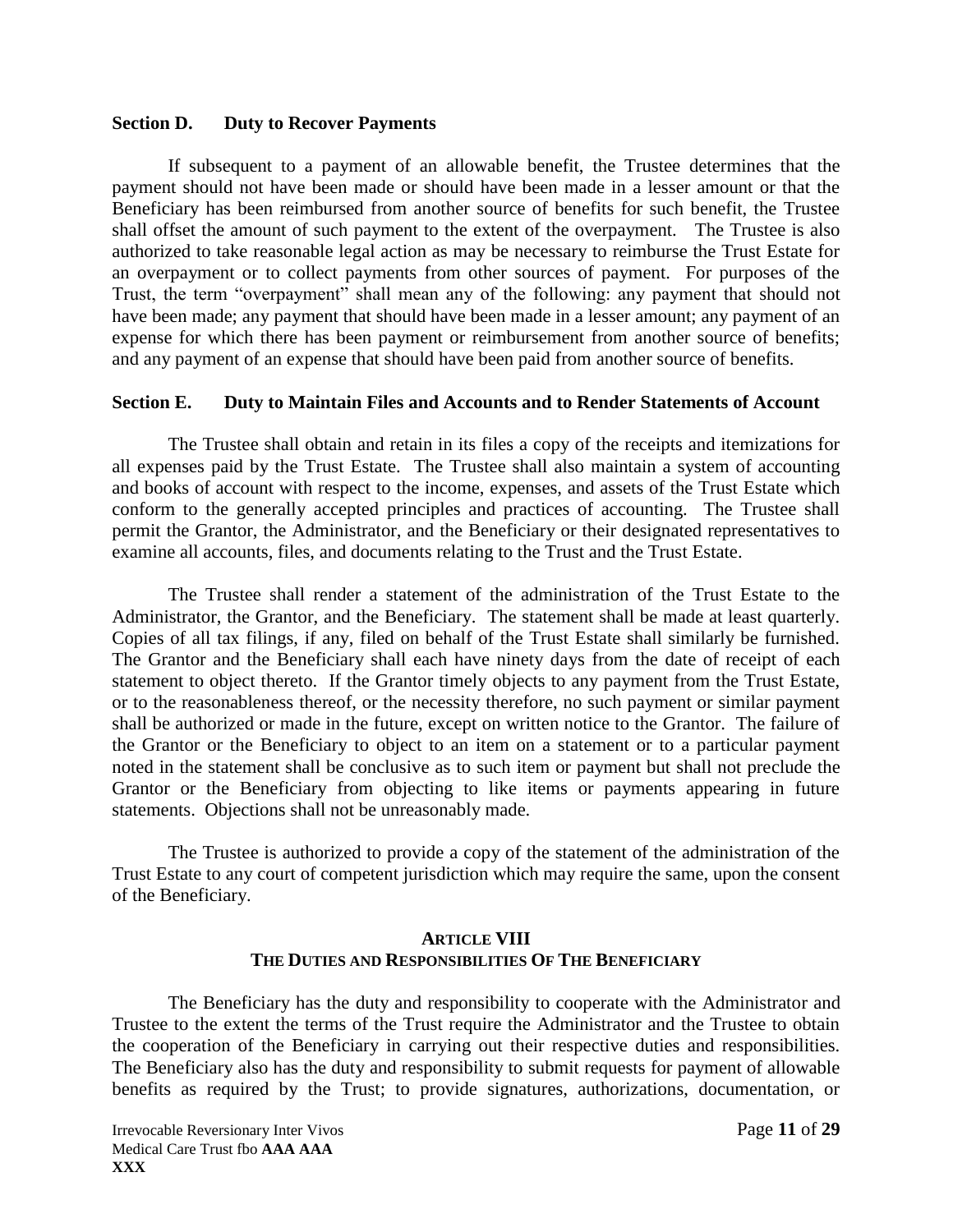### Section D. Duty to Recover Payments

If subsequent to a payment of an allowable benefit, the Trustee determines that the payment should not have been made or should have been made in a lesser amount or that the Beneficiary has been reimbursed from another source of benefits for such benefit, the Trustee shall offset the amount of such payment to the extent of the overpayment. The Trustee is also authorized to take reasonable legal action as may be necessary to reimburse the Trust Estate for an overpayment or to collect payments from other sources of payment. For purposes of the Trust, the term "overpayment" shall mean any of the following: any payment that should not have been made; any payment that should have been made in a lesser amount; any payment of an expense for which there has been payment or reimbursement from another source of benefits; and any payment of an expense that should have been paid from another source of benefits.

### Section E. Duty to Maintain Files and Accounts and to Render Statements of Account

The Trustee shall obtain and retain in its files a copy of the receipts and itemizations for all expenses paid by the Trust Estate. The Trustee shall also maintain a system of accounting and books of account with respect to the income, expenses, and assets of the Trust Estate which conform to the generally accepted principles and practices of accounting. The Trustee shall permit the Grantor, the Administrator, and the Beneficiary or their designated representatives to examine all accounts, files, and documents relating to the Trust and the Trust Estate.

The Trustee shall render a statement of the administration of the Trust Estate to the Administrator, the Grantor, and the Beneficiary. The statement shall be made at least quarterly. Copies of all tax filings, if any, filed on behalf of the Trust Estate shall similarly be furnished. The Grantor and the Beneficiary shall each have ninety days from the date of receipt of each statement to object thereto. If the Grantor timely objects to any payment from the Trust Estate, or to the reasonableness thereof, or the necessity therefore, no such payment or similar payment shall be authorized or made in the future, except on written notice to the Grantor. The failure of the Grantor or the Beneficiary to object to an item on a statement or to a particular payment noted in the statement shall be conclusive as to such item or payment but shall not preclude the Grantor or the Beneficiary from objecting to like items or payments appearing in future statements. Objections shall not be unreasonably made.

The Trustee is authorized to provide a copy of the statement of the administration of the Trust Estate to any court of competent jurisdiction which may require the same, upon the consent of the Beneficiary.

## ARTICLE VIII
## THE DUTIES AND RESPONSIBILITIES OF THE BENEFICIARY

The Beneficiary has the duty and responsibility to cooperate with the Administrator and Trustee to the extent the terms of the Trust require the Administrator and the Trustee to obtain the cooperation of the Beneficiary in carrying out their respective duties and responsibilities. The Beneficiary also has the duty and responsibility to submit requests for payment of allowable benefits as required by the Trust; to provide signatures, authorizations, documentation, or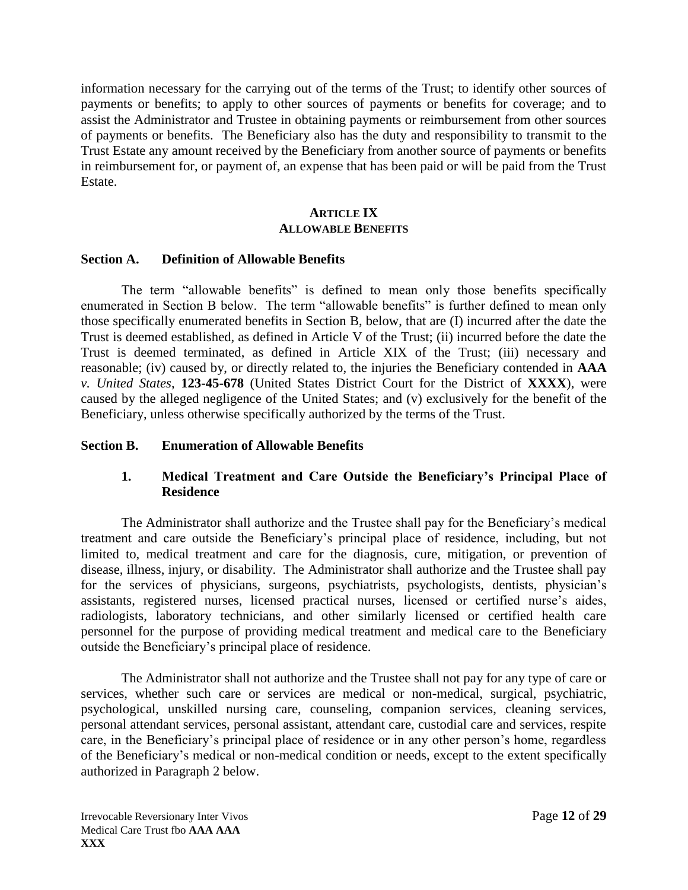information necessary for the carrying out of the terms of the Trust; to identify other sources of payments or benefits; to apply to other sources of payments or benefits for coverage; and to assist the Administrator and Trustee in obtaining payments or reimbursement from other sources of payments or benefits. The Beneficiary also has the duty and responsibility to transmit to the Trust Estate any amount received by the Beneficiary from another source of payments or benefits in reimbursement for, or payment of, an expense that has been paid or will be paid from the Trust Estate.

## ARTICLE IX
## ALLOWABLE BENEFITS

### Section A. Definition of Allowable Benefits

The term "allowable benefits" is defined to mean only those benefits specifically enumerated in Section B below. The term "allowable benefits" is further defined to mean only those specifically enumerated benefits in Section B, below, that are (I) incurred after the date the Trust is deemed established, as defined in Article V of the Trust; (ii) incurred before the date the Trust is deemed terminated, as defined in Article XIX of the Trust; (iii) necessary and reasonable; (iv) caused by, or directly related to, the injuries the Beneficiary contended in **AAA** *v. United States*, **123-45-678** (United States District Court for the District of **XXXX**), were caused by the alleged negligence of the United States; and (v) exclusively for the benefit of the Beneficiary, unless otherwise specifically authorized by the terms of the Trust.

### Section B. Enumeration of Allowable Benefits

#### 1. Medical Treatment and Care Outside the Beneficiary's Principal Place of Residence

The Administrator shall authorize and the Trustee shall pay for the Beneficiary's medical treatment and care outside the Beneficiary's principal place of residence, including, but not limited to, medical treatment and care for the diagnosis, cure, mitigation, or prevention of disease, illness, injury, or disability. The Administrator shall authorize and the Trustee shall pay for the services of physicians, surgeons, psychiatrists, psychologists, dentists, physician's assistants, registered nurses, licensed practical nurses, licensed or certified nurse's aides, radiologists, laboratory technicians, and other similarly licensed or certified health care personnel for the purpose of providing medical treatment and medical care to the Beneficiary outside the Beneficiary's principal place of residence.

The Administrator shall not authorize and the Trustee shall not pay for any type of care or services, whether such care or services are medical or non-medical, surgical, psychiatric, psychological, unskilled nursing care, counseling, companion services, cleaning services, personal attendant services, personal assistant, attendant care, custodial care and services, respite care, in the Beneficiary's principal place of residence or in any other person's home, regardless of the Beneficiary's medical or non-medical condition or needs, except to the extent specifically authorized in Paragraph 2 below.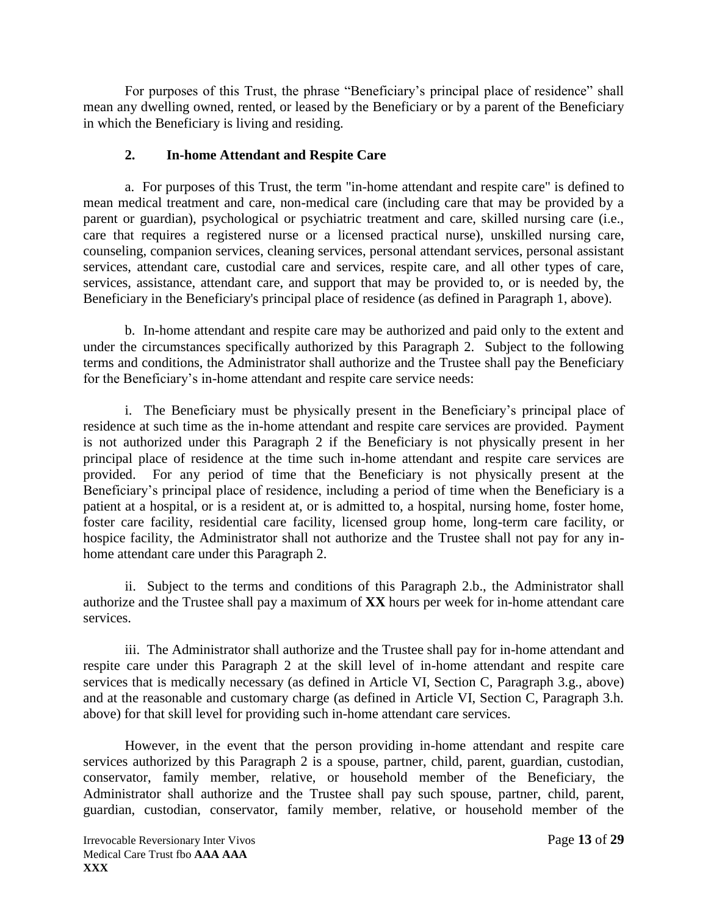For purposes of this Trust, the phrase "Beneficiary's principal place of residence" shall mean any dwelling owned, rented, or leased by the Beneficiary or by a parent of the Beneficiary in which the Beneficiary is living and residing.

### 2. In-home Attendant and Respite Care

a. For purposes of this Trust, the term "in-home attendant and respite care" is defined to mean medical treatment and care, non-medical care (including care that may be provided by a parent or guardian), psychological or psychiatric treatment and care, skilled nursing care (i.e., care that requires a registered nurse or a licensed practical nurse), unskilled nursing care, counseling, companion services, cleaning services, personal attendant services, personal assistant services, attendant care, custodial care and services, respite care, and all other types of care, services, assistance, attendant care, and support that may be provided to, or is needed by, the Beneficiary in the Beneficiary's principal place of residence (as defined in Paragraph 1, above).

b. In-home attendant and respite care may be authorized and paid only to the extent and under the circumstances specifically authorized by this Paragraph 2. Subject to the following terms and conditions, the Administrator shall authorize and the Trustee shall pay the Beneficiary for the Beneficiary's in-home attendant and respite care service needs:

i. The Beneficiary must be physically present in the Beneficiary's principal place of residence at such time as the in-home attendant and respite care services are provided. Payment is not authorized under this Paragraph 2 if the Beneficiary is not physically present in her principal place of residence at the time such in-home attendant and respite care services are provided. For any period of time that the Beneficiary is not physically present at the Beneficiary's principal place of residence, including a period of time when the Beneficiary is a patient at a hospital, or is a resident at, or is admitted to, a hospital, nursing home, foster home, foster care facility, residential care facility, licensed group home, long-term care facility, or hospice facility, the Administrator shall not authorize and the Trustee shall not pay for any in-home attendant care under this Paragraph 2.

ii. Subject to the terms and conditions of this Paragraph 2.b., the Administrator shall authorize and the Trustee shall pay a maximum of **XX** hours per week for in-home attendant care services.

iii. The Administrator shall authorize and the Trustee shall pay for in-home attendant and respite care under this Paragraph 2 at the skill level of in-home attendant and respite care services that is medically necessary (as defined in Article VI, Section C, Paragraph 3.g., above) and at the reasonable and customary charge (as defined in Article VI, Section C, Paragraph 3.h. above) for that skill level for providing such in-home attendant care services.

However, in the event that the person providing in-home attendant and respite care services authorized by this Paragraph 2 is a spouse, partner, child, parent, guardian, custodian, conservator, family member, relative, or household member of the Beneficiary, the Administrator shall authorize and the Trustee shall pay such spouse, partner, child, parent, guardian, custodian, conservator, family member, relative, or household member of the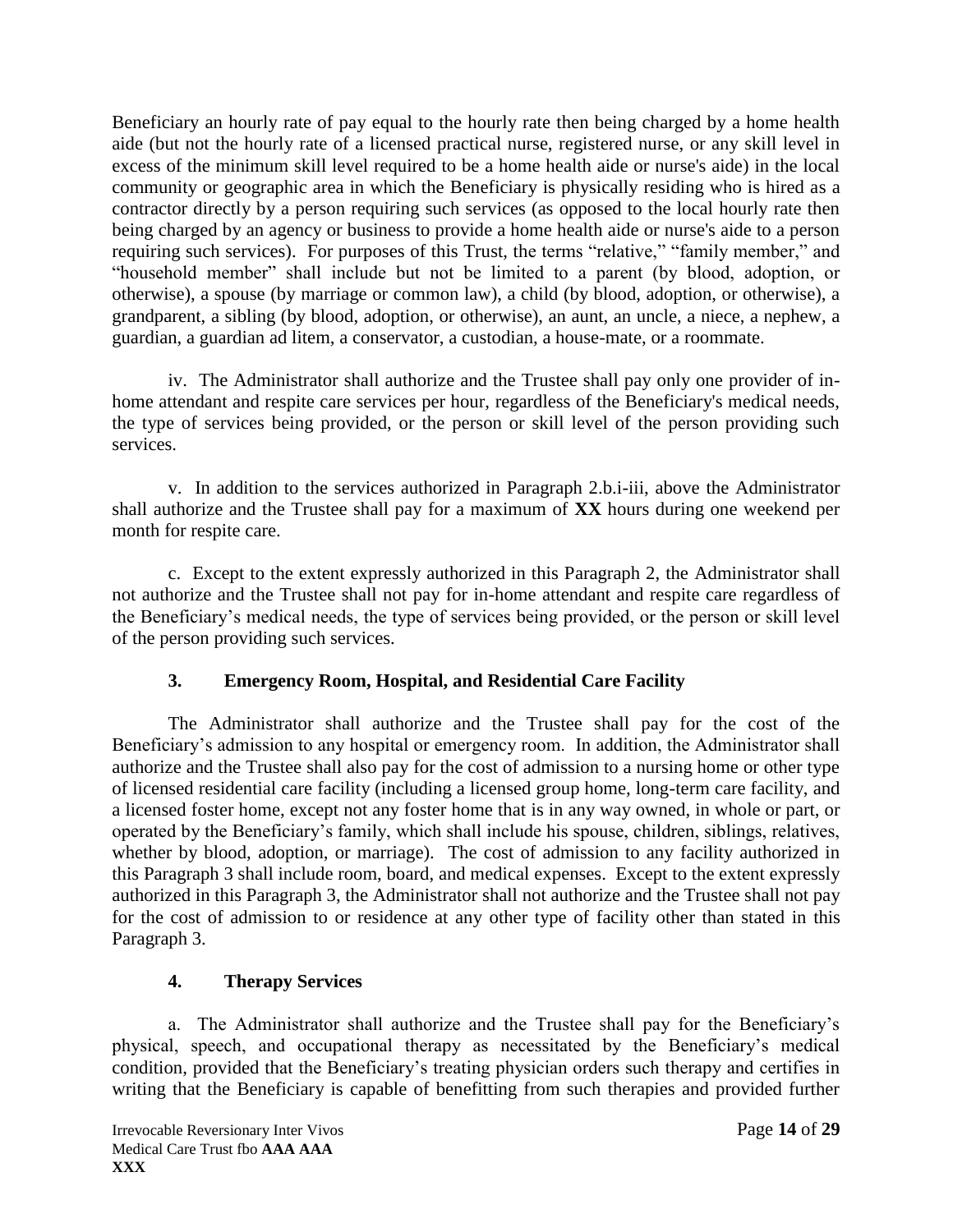Beneficiary an hourly rate of pay equal to the hourly rate then being charged by a home health aide (but not the hourly rate of a licensed practical nurse, registered nurse, or any skill level in excess of the minimum skill level required to be a home health aide or nurse's aide) in the local community or geographic area in which the Beneficiary is physically residing who is hired as a contractor directly by a person requiring such services (as opposed to the local hourly rate then being charged by an agency or business to provide a home health aide or nurse's aide to a person requiring such services). For purposes of this Trust, the terms "relative," "family member," and "household member" shall include but not be limited to a parent (by blood, adoption, or otherwise), a spouse (by marriage or common law), a child (by blood, adoption, or otherwise), a grandparent, a sibling (by blood, adoption, or otherwise), an aunt, an uncle, a niece, a nephew, a guardian, a guardian ad litem, a conservator, a custodian, a house-mate, or a roommate.

iv. The Administrator shall authorize and the Trustee shall pay only one provider of in-home attendant and respite care services per hour, regardless of the Beneficiary's medical needs, the type of services being provided, or the person or skill level of the person providing such services.

v. In addition to the services authorized in Paragraph 2.b.i-iii, above the Administrator shall authorize and the Trustee shall pay for a maximum of **XX** hours during one weekend per month for respite care.

c. Except to the extent expressly authorized in this Paragraph 2, the Administrator shall not authorize and the Trustee shall not pay for in-home attendant and respite care regardless of the Beneficiary's medical needs, the type of services being provided, or the person or skill level of the person providing such services.

### 3. Emergency Room, Hospital, and Residential Care Facility

The Administrator shall authorize and the Trustee shall pay for the cost of the Beneficiary's admission to any hospital or emergency room. In addition, the Administrator shall authorize and the Trustee shall also pay for the cost of admission to a nursing home or other type of licensed residential care facility (including a licensed group home, long-term care facility, and a licensed foster home, except not any foster home that is in any way owned, in whole or part, or operated by the Beneficiary's family, which shall include his spouse, children, siblings, relatives, whether by blood, adoption, or marriage). The cost of admission to any facility authorized in this Paragraph 3 shall include room, board, and medical expenses. Except to the extent expressly authorized in this Paragraph 3, the Administrator shall not authorize and the Trustee shall not pay for the cost of admission to or residence at any other type of facility other than stated in this Paragraph 3.

### 4. Therapy Services

a. The Administrator shall authorize and the Trustee shall pay for the Beneficiary's physical, speech, and occupational therapy as necessitated by the Beneficiary's medical condition, provided that the Beneficiary's treating physician orders such therapy and certifies in writing that the Beneficiary is capable of benefitting from such therapies and provided further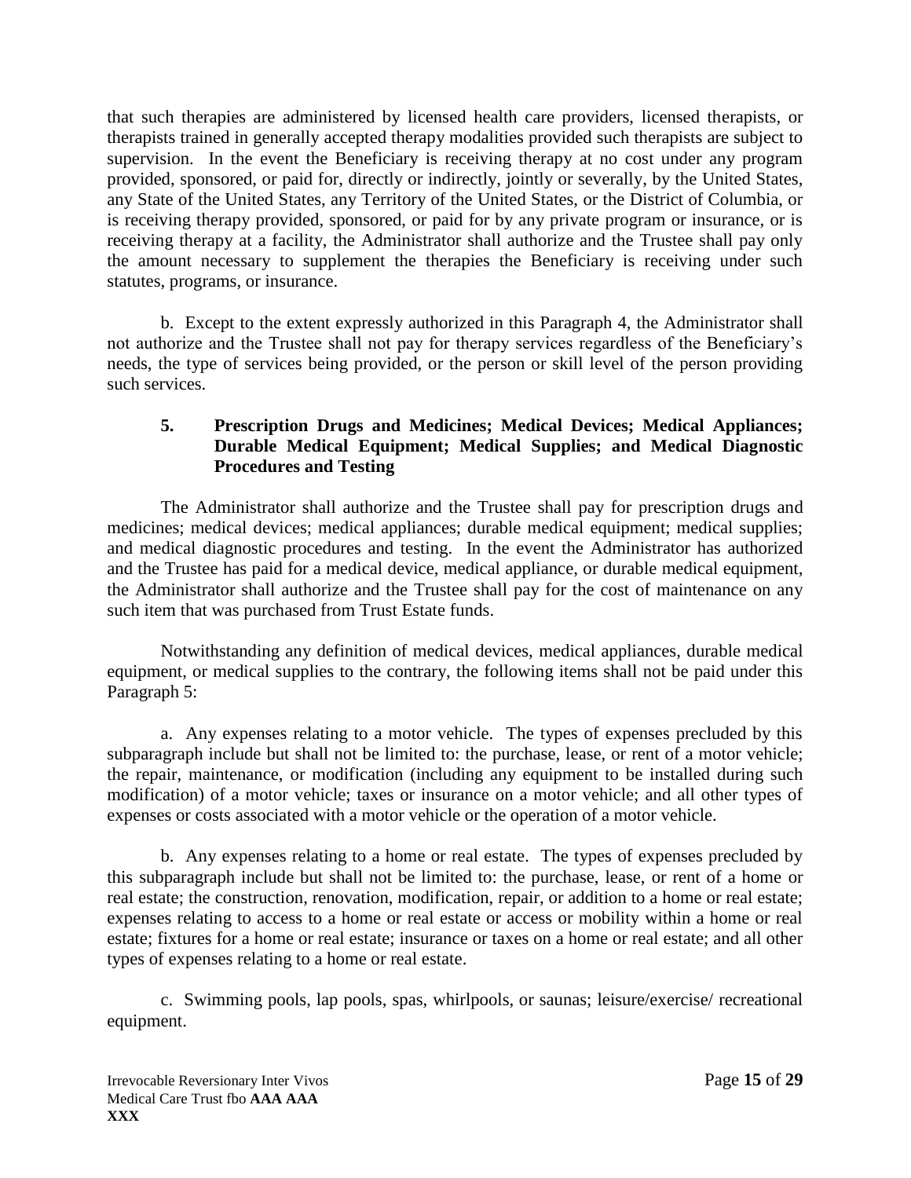that such therapies are administered by licensed health care providers, licensed therapists, or therapists trained in generally accepted therapy modalities provided such therapists are subject to supervision. In the event the Beneficiary is receiving therapy at no cost under any program provided, sponsored, or paid for, directly or indirectly, jointly or severally, by the United States, any State of the United States, any Territory of the United States, or the District of Columbia, or is receiving therapy provided, sponsored, or paid for by any private program or insurance, or is receiving therapy at a facility, the Administrator shall authorize and the Trustee shall pay only the amount necessary to supplement the therapies the Beneficiary is receiving under such statutes, programs, or insurance.

b. Except to the extent expressly authorized in this Paragraph 4, the Administrator shall not authorize and the Trustee shall not pay for therapy services regardless of the Beneficiary's needs, the type of services being provided, or the person or skill level of the person providing such services.

### 5. Prescription Drugs and Medicines; Medical Devices; Medical Appliances; Durable Medical Equipment; Medical Supplies; and Medical Diagnostic Procedures and Testing

The Administrator shall authorize and the Trustee shall pay for prescription drugs and medicines; medical devices; medical appliances; durable medical equipment; medical supplies; and medical diagnostic procedures and testing. In the event the Administrator has authorized and the Trustee has paid for a medical device, medical appliance, or durable medical equipment, the Administrator shall authorize and the Trustee shall pay for the cost of maintenance on any such item that was purchased from Trust Estate funds.

Notwithstanding any definition of medical devices, medical appliances, durable medical equipment, or medical supplies to the contrary, the following items shall not be paid under this Paragraph 5:

a. Any expenses relating to a motor vehicle. The types of expenses precluded by this subparagraph include but shall not be limited to: the purchase, lease, or rent of a motor vehicle; the repair, maintenance, or modification (including any equipment to be installed during such modification) of a motor vehicle; taxes or insurance on a motor vehicle; and all other types of expenses or costs associated with a motor vehicle or the operation of a motor vehicle.

b. Any expenses relating to a home or real estate. The types of expenses precluded by this subparagraph include but shall not be limited to: the purchase, lease, or rent of a home or real estate; the construction, renovation, modification, repair, or addition to a home or real estate; expenses relating to access to a home or real estate or access or mobility within a home or real estate; fixtures for a home or real estate; insurance or taxes on a home or real estate; and all other types of expenses relating to a home or real estate.

c. Swimming pools, lap pools, spas, whirlpools, or saunas; leisure/exercise/ recreational equipment.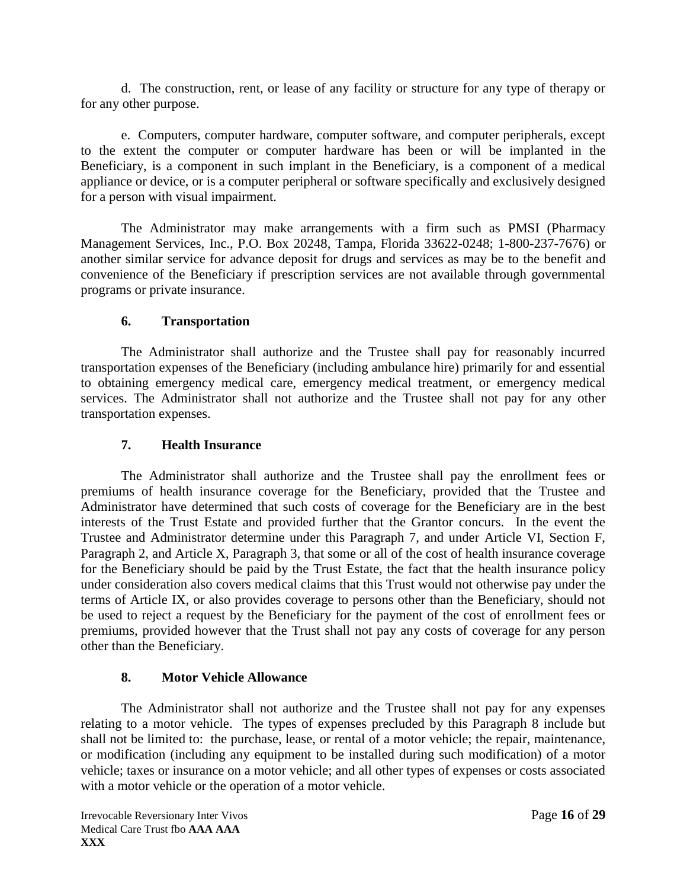d. The construction, rent, or lease of any facility or structure for any type of therapy or for any other purpose.

e. Computers, computer hardware, computer software, and computer peripherals, except to the extent the computer or computer hardware has been or will be implanted in the Beneficiary, is a component in such implant in the Beneficiary, is a component of a medical appliance or device, or is a computer peripheral or software specifically and exclusively designed for a person with visual impairment.

The Administrator may make arrangements with a firm such as PMSI (Pharmacy Management Services, Inc., P.O. Box 20248, Tampa, Florida 33622-0248; 1-800-237-7676) or another similar service for advance deposit for drugs and services as may be to the benefit and convenience of the Beneficiary if prescription services are not available through governmental programs or private insurance.

### 6. Transportation

The Administrator shall authorize and the Trustee shall pay for reasonably incurred transportation expenses of the Beneficiary (including ambulance hire) primarily for and essential to obtaining emergency medical care, emergency medical treatment, or emergency medical services. The Administrator shall not authorize and the Trustee shall not pay for any other transportation expenses.

### 7. Health Insurance

The Administrator shall authorize and the Trustee shall pay the enrollment fees or premiums of health insurance coverage for the Beneficiary, provided that the Trustee and Administrator have determined that such costs of coverage for the Beneficiary are in the best interests of the Trust Estate and provided further that the Grantor concurs. In the event the Trustee and Administrator determine under this Paragraph 7, and under Article VI, Section F, Paragraph 2, and Article X, Paragraph 3, that some or all of the cost of health insurance coverage for the Beneficiary should be paid by the Trust Estate, the fact that the health insurance policy under consideration also covers medical claims that this Trust would not otherwise pay under the terms of Article IX, or also provides coverage to persons other than the Beneficiary, should not be used to reject a request by the Beneficiary for the payment of the cost of enrollment fees or premiums, provided however that the Trust shall not pay any costs of coverage for any person other than the Beneficiary.

### 8. Motor Vehicle Allowance

The Administrator shall not authorize and the Trustee shall not pay for any expenses relating to a motor vehicle. The types of expenses precluded by this Paragraph 8 include but shall not be limited to: the purchase, lease, or rental of a motor vehicle; the repair, maintenance, or modification (including any equipment to be installed during such modification) of a motor vehicle; taxes or insurance on a motor vehicle; and all other types of expenses or costs associated with a motor vehicle or the operation of a motor vehicle.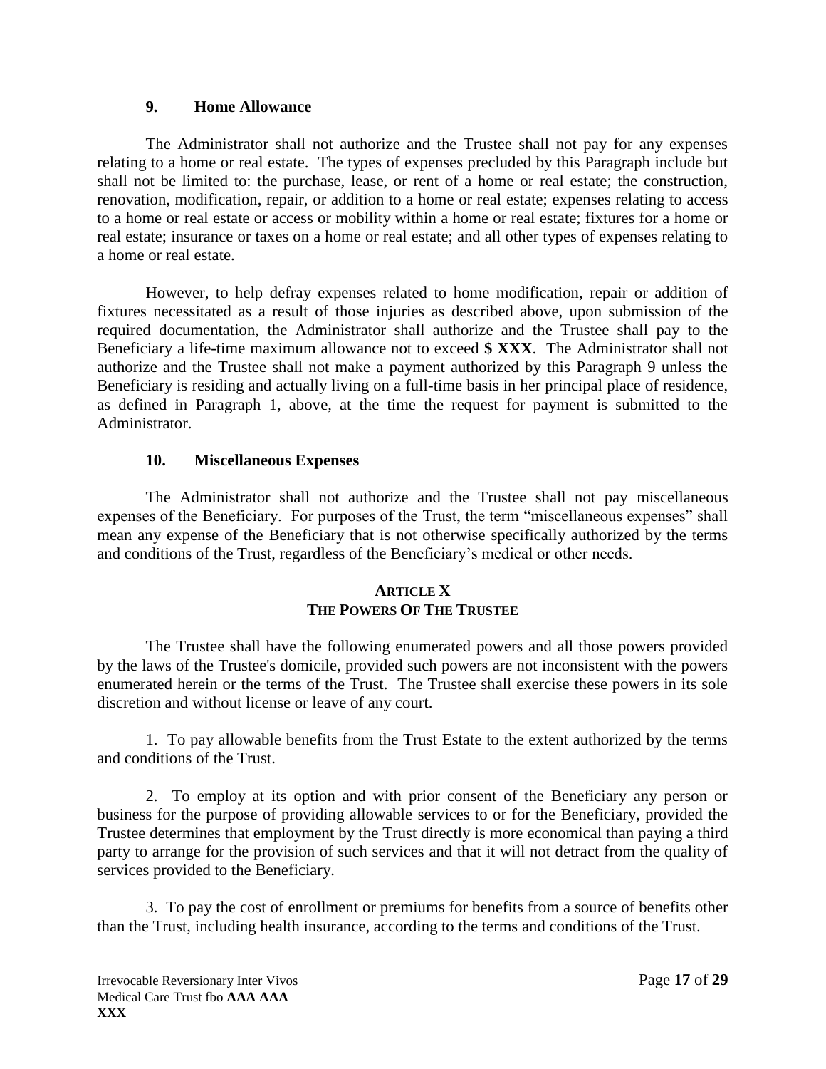### 9. Home Allowance

The Administrator shall not authorize and the Trustee shall not pay for any expenses relating to a home or real estate. The types of expenses precluded by this Paragraph include but shall not be limited to: the purchase, lease, or rent of a home or real estate; the construction, renovation, modification, repair, or addition to a home or real estate; expenses relating to access to a home or real estate or access or mobility within a home or real estate; fixtures for a home or real estate; insurance or taxes on a home or real estate; and all other types of expenses relating to a home or real estate.

However, to help defray expenses related to home modification, repair or addition of fixtures necessitated as a result of those injuries as described above, upon submission of the required documentation, the Administrator shall authorize and the Trustee shall pay to the Beneficiary a life-time maximum allowance not to exceed **$ XXX**. The Administrator shall not authorize and the Trustee shall not make a payment authorized by this Paragraph 9 unless the Beneficiary is residing and actually living on a full-time basis in her principal place of residence, as defined in Paragraph 1, above, at the time the request for payment is submitted to the Administrator.

### 10. Miscellaneous Expenses

The Administrator shall not authorize and the Trustee shall not pay miscellaneous expenses of the Beneficiary. For purposes of the Trust, the term "miscellaneous expenses" shall mean any expense of the Beneficiary that is not otherwise specifically authorized by the terms and conditions of the Trust, regardless of the Beneficiary's medical or other needs.

## ARTICLE X
## THE POWERS OF THE TRUSTEE

The Trustee shall have the following enumerated powers and all those powers provided by the laws of the Trustee's domicile, provided such powers are not inconsistent with the powers enumerated herein or the terms of the Trust. The Trustee shall exercise these powers in its sole discretion and without license or leave of any court.

1. To pay allowable benefits from the Trust Estate to the extent authorized by the terms and conditions of the Trust.

2. To employ at its option and with prior consent of the Beneficiary any person or business for the purpose of providing allowable services to or for the Beneficiary, provided the Trustee determines that employment by the Trust directly is more economical than paying a third party to arrange for the provision of such services and that it will not detract from the quality of services provided to the Beneficiary.

3. To pay the cost of enrollment or premiums for benefits from a source of benefits other than the Trust, including health insurance, according to the terms and conditions of the Trust.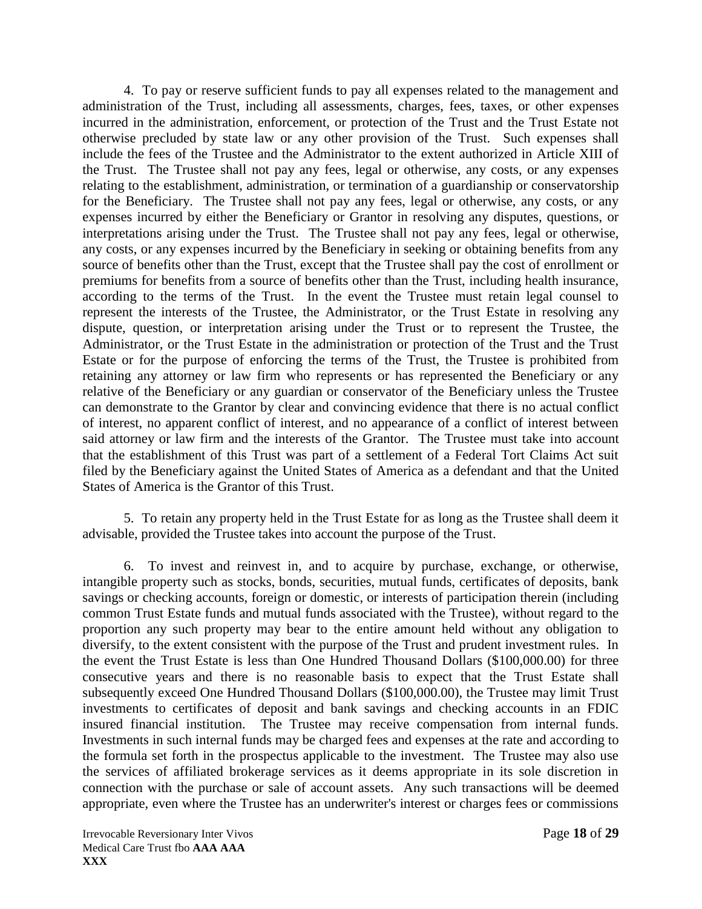4. To pay or reserve sufficient funds to pay all expenses related to the management and administration of the Trust, including all assessments, charges, fees, taxes, or other expenses incurred in the administration, enforcement, or protection of the Trust and the Trust Estate not otherwise precluded by state law or any other provision of the Trust. Such expenses shall include the fees of the Trustee and the Administrator to the extent authorized in Article XIII of the Trust. The Trustee shall not pay any fees, legal or otherwise, any costs, or any expenses relating to the establishment, administration, or termination of a guardianship or conservatorship for the Beneficiary. The Trustee shall not pay any fees, legal or otherwise, any costs, or any expenses incurred by either the Beneficiary or Grantor in resolving any disputes, questions, or interpretations arising under the Trust. The Trustee shall not pay any fees, legal or otherwise, any costs, or any expenses incurred by the Beneficiary in seeking or obtaining benefits from any source of benefits other than the Trust, except that the Trustee shall pay the cost of enrollment or premiums for benefits from a source of benefits other than the Trust, including health insurance, according to the terms of the Trust. In the event the Trustee must retain legal counsel to represent the interests of the Trustee, the Administrator, or the Trust Estate in resolving any dispute, question, or interpretation arising under the Trust or to represent the Trustee, the Administrator, or the Trust Estate in the administration or protection of the Trust and the Trust Estate or for the purpose of enforcing the terms of the Trust, the Trustee is prohibited from retaining any attorney or law firm who represents or has represented the Beneficiary or any relative of the Beneficiary or any guardian or conservator of the Beneficiary unless the Trustee can demonstrate to the Grantor by clear and convincing evidence that there is no actual conflict of interest, no apparent conflict of interest, and no appearance of a conflict of interest between said attorney or law firm and the interests of the Grantor. The Trustee must take into account that the establishment of this Trust was part of a settlement of a Federal Tort Claims Act suit filed by the Beneficiary against the United States of America as a defendant and that the United States of America is the Grantor of this Trust.

5. To retain any property held in the Trust Estate for as long as the Trustee shall deem it advisable, provided the Trustee takes into account the purpose of the Trust.

6. To invest and reinvest in, and to acquire by purchase, exchange, or otherwise, intangible property such as stocks, bonds, securities, mutual funds, certificates of deposits, bank savings or checking accounts, foreign or domestic, or interests of participation therein (including common Trust Estate funds and mutual funds associated with the Trustee), without regard to the proportion any such property may bear to the entire amount held without any obligation to diversify, to the extent consistent with the purpose of the Trust and prudent investment rules. In the event the Trust Estate is less than One Hundred Thousand Dollars ($100,000.00) for three consecutive years and there is no reasonable basis to expect that the Trust Estate shall subsequently exceed One Hundred Thousand Dollars ($100,000.00), the Trustee may limit Trust investments to certificates of deposit and bank savings and checking accounts in an FDIC insured financial institution. The Trustee may receive compensation from internal funds. Investments in such internal funds may be charged fees and expenses at the rate and according to the formula set forth in the prospectus applicable to the investment. The Trustee may also use the services of affiliated brokerage services as it deems appropriate in its sole discretion in connection with the purchase or sale of account assets. Any such transactions will be deemed appropriate, even where the Trustee has an underwriter's interest or charges fees or commissions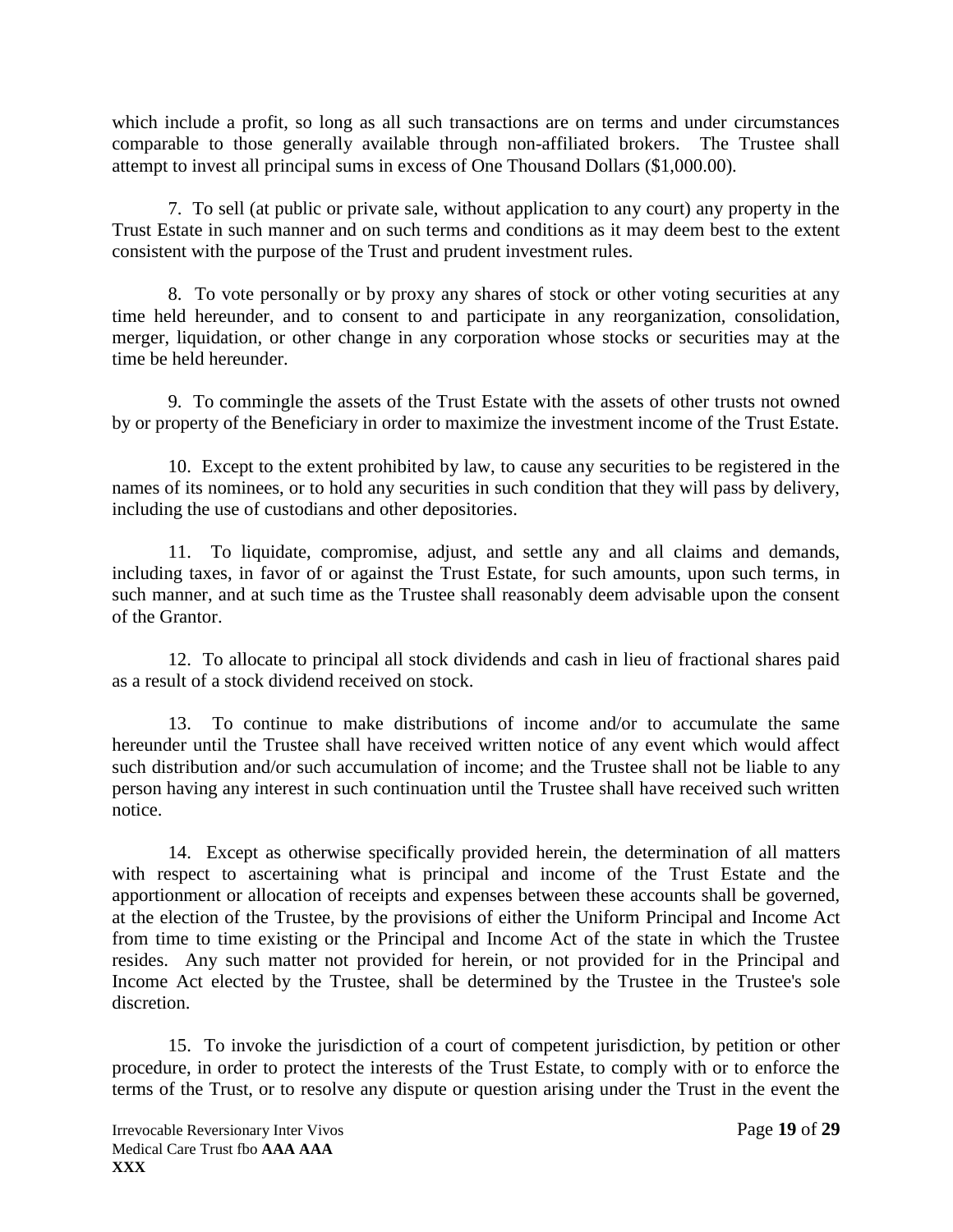which include a profit, so long as all such transactions are on terms and under circumstances comparable to those generally available through non-affiliated brokers. The Trustee shall attempt to invest all principal sums in excess of One Thousand Dollars ($1,000.00).

7. To sell (at public or private sale, without application to any court) any property in the Trust Estate in such manner and on such terms and conditions as it may deem best to the extent consistent with the purpose of the Trust and prudent investment rules.

8. To vote personally or by proxy any shares of stock or other voting securities at any time held hereunder, and to consent to and participate in any reorganization, consolidation, merger, liquidation, or other change in any corporation whose stocks or securities may at the time be held hereunder.

9. To commingle the assets of the Trust Estate with the assets of other trusts not owned by or property of the Beneficiary in order to maximize the investment income of the Trust Estate.

10. Except to the extent prohibited by law, to cause any securities to be registered in the names of its nominees, or to hold any securities in such condition that they will pass by delivery, including the use of custodians and other depositories.

11. To liquidate, compromise, adjust, and settle any and all claims and demands, including taxes, in favor of or against the Trust Estate, for such amounts, upon such terms, in such manner, and at such time as the Trustee shall reasonably deem advisable upon the consent of the Grantor.

12. To allocate to principal all stock dividends and cash in lieu of fractional shares paid as a result of a stock dividend received on stock.

13. To continue to make distributions of income and/or to accumulate the same hereunder until the Trustee shall have received written notice of any event which would affect such distribution and/or such accumulation of income; and the Trustee shall not be liable to any person having any interest in such continuation until the Trustee shall have received such written notice.

14. Except as otherwise specifically provided herein, the determination of all matters with respect to ascertaining what is principal and income of the Trust Estate and the apportionment or allocation of receipts and expenses between these accounts shall be governed, at the election of the Trustee, by the provisions of either the Uniform Principal and Income Act from time to time existing or the Principal and Income Act of the state in which the Trustee resides. Any such matter not provided for herein, or not provided for in the Principal and Income Act elected by the Trustee, shall be determined by the Trustee in the Trustee's sole discretion.

15. To invoke the jurisdiction of a court of competent jurisdiction, by petition or other procedure, in order to protect the interests of the Trust Estate, to comply with or to enforce the terms of the Trust, or to resolve any dispute or question arising under the Trust in the event the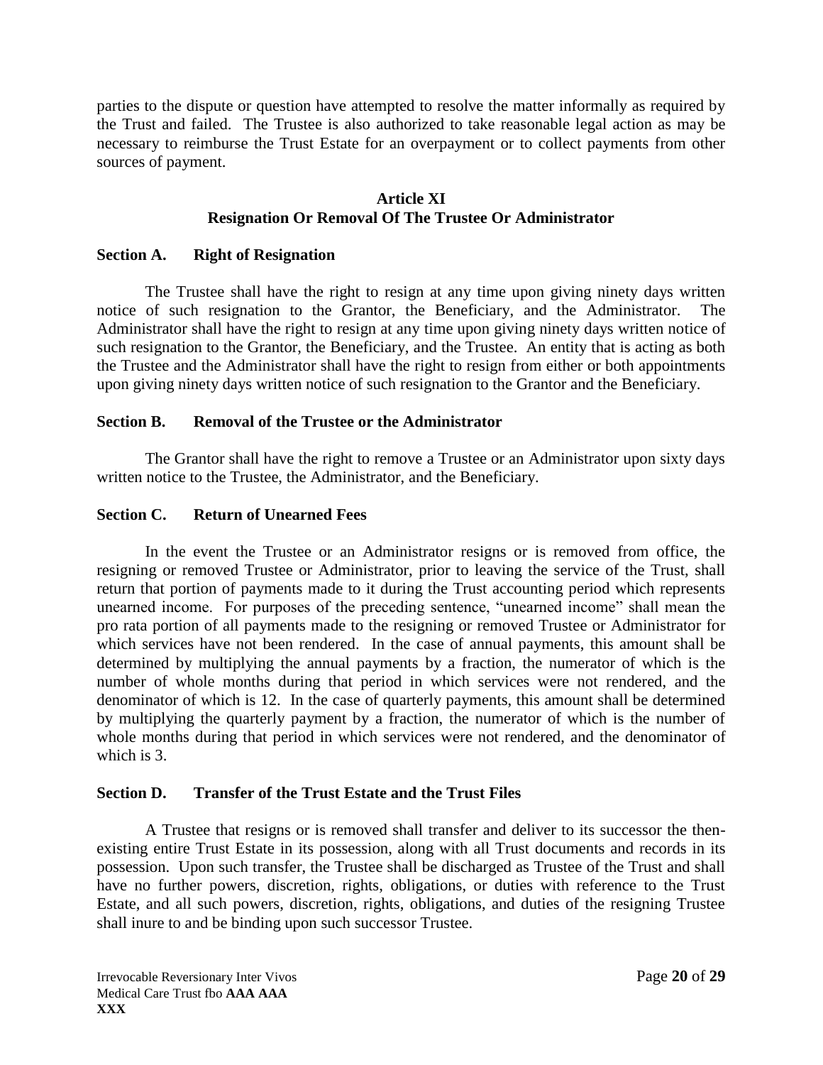parties to the dispute or question have attempted to resolve the matter informally as required by the Trust and failed. The Trustee is also authorized to take reasonable legal action as may be necessary to reimburse the Trust Estate for an overpayment or to collect payments from other sources of payment.

## Article XI
## Resignation Or Removal Of The Trustee Or Administrator

### Section A. Right of Resignation

The Trustee shall have the right to resign at any time upon giving ninety days written notice of such resignation to the Grantor, the Beneficiary, and the Administrator. The Administrator shall have the right to resign at any time upon giving ninety days written notice of such resignation to the Grantor, the Beneficiary, and the Trustee. An entity that is acting as both the Trustee and the Administrator shall have the right to resign from either or both appointments upon giving ninety days written notice of such resignation to the Grantor and the Beneficiary.

### Section B. Removal of the Trustee or the Administrator

The Grantor shall have the right to remove a Trustee or an Administrator upon sixty days written notice to the Trustee, the Administrator, and the Beneficiary.

### Section C. Return of Unearned Fees

In the event the Trustee or an Administrator resigns or is removed from office, the resigning or removed Trustee or Administrator, prior to leaving the service of the Trust, shall return that portion of payments made to it during the Trust accounting period which represents unearned income. For purposes of the preceding sentence, "unearned income" shall mean the pro rata portion of all payments made to the resigning or removed Trustee or Administrator for which services have not been rendered. In the case of annual payments, this amount shall be determined by multiplying the annual payments by a fraction, the numerator of which is the number of whole months during that period in which services were not rendered, and the denominator of which is 12. In the case of quarterly payments, this amount shall be determined by multiplying the quarterly payment by a fraction, the numerator of which is the number of whole months during that period in which services were not rendered, and the denominator of which is 3.

### Section D. Transfer of the Trust Estate and the Trust Files

A Trustee that resigns or is removed shall transfer and deliver to its successor the then-existing entire Trust Estate in its possession, along with all Trust documents and records in its possession. Upon such transfer, the Trustee shall be discharged as Trustee of the Trust and shall have no further powers, discretion, rights, obligations, or duties with reference to the Trust Estate, and all such powers, discretion, rights, obligations, and duties of the resigning Trustee shall inure to and be binding upon such successor Trustee.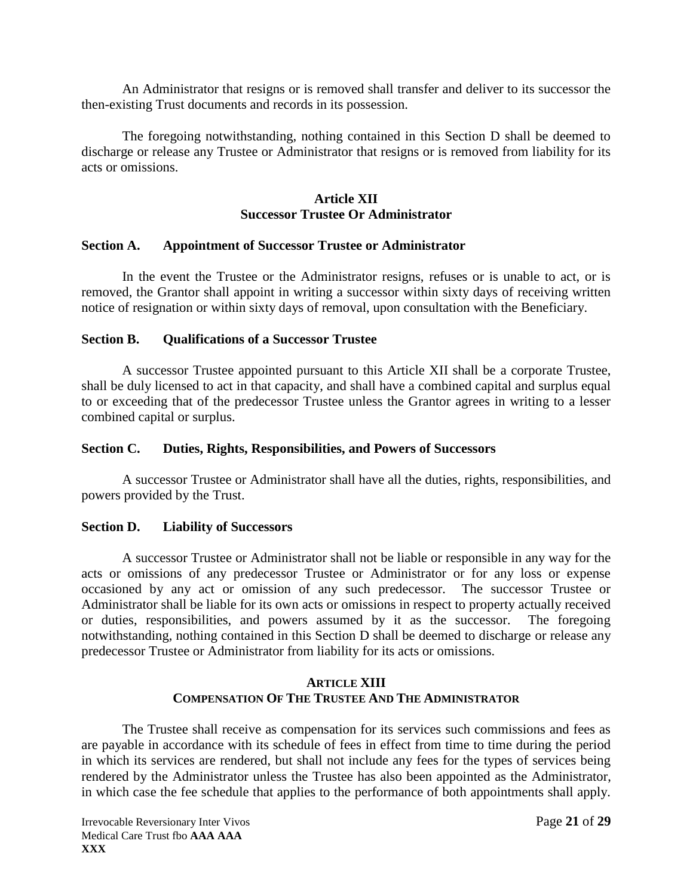An Administrator that resigns or is removed shall transfer and deliver to its successor the then-existing Trust documents and records in its possession.

The foregoing notwithstanding, nothing contained in this Section D shall be deemed to discharge or release any Trustee or Administrator that resigns or is removed from liability for its acts or omissions.

## Article XII
## Successor Trustee Or Administrator

### Section A. Appointment of Successor Trustee or Administrator

In the event the Trustee or the Administrator resigns, refuses or is unable to act, or is removed, the Grantor shall appoint in writing a successor within sixty days of receiving written notice of resignation or within sixty days of removal, upon consultation with the Beneficiary.

### Section B. Qualifications of a Successor Trustee

A successor Trustee appointed pursuant to this Article XII shall be a corporate Trustee, shall be duly licensed to act in that capacity, and shall have a combined capital and surplus equal to or exceeding that of the predecessor Trustee unless the Grantor agrees in writing to a lesser combined capital or surplus.

### Section C. Duties, Rights, Responsibilities, and Powers of Successors

A successor Trustee or Administrator shall have all the duties, rights, responsibilities, and powers provided by the Trust.

### Section D. Liability of Successors

A successor Trustee or Administrator shall not be liable or responsible in any way for the acts or omissions of any predecessor Trustee or Administrator or for any loss or expense occasioned by any act or omission of any such predecessor. The successor Trustee or Administrator shall be liable for its own acts or omissions in respect to property actually received or duties, responsibilities, and powers assumed by it as the successor. The foregoing notwithstanding, nothing contained in this Section D shall be deemed to discharge or release any predecessor Trustee or Administrator from liability for its acts or omissions.

## ARTICLE XIII
## COMPENSATION OF THE TRUSTEE AND THE ADMINISTRATOR

The Trustee shall receive as compensation for its services such commissions and fees as are payable in accordance with its schedule of fees in effect from time to time during the period in which its services are rendered, but shall not include any fees for the types of services being rendered by the Administrator unless the Trustee has also been appointed as the Administrator, in which case the fee schedule that applies to the performance of both appointments shall apply.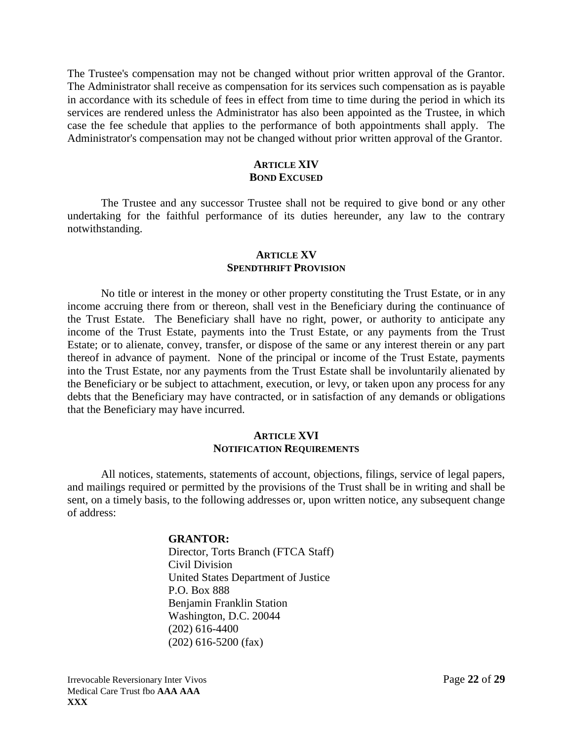The Trustee's compensation may not be changed without prior written approval of the Grantor. The Administrator shall receive as compensation for its services such compensation as is payable in accordance with its schedule of fees in effect from time to time during the period in which its services are rendered unless the Administrator has also been appointed as the Trustee, in which case the fee schedule that applies to the performance of both appointments shall apply. The Administrator's compensation may not be changed without prior written approval of the Grantor.

## ARTICLE XIV
## BOND EXCUSED

The Trustee and any successor Trustee shall not be required to give bond or any other undertaking for the faithful performance of its duties hereunder, any law to the contrary notwithstanding.

## ARTICLE XV
## SPENDTHRIFT PROVISION

No title or interest in the money or other property constituting the Trust Estate, or in any income accruing there from or thereon, shall vest in the Beneficiary during the continuance of the Trust Estate. The Beneficiary shall have no right, power, or authority to anticipate any income of the Trust Estate, payments into the Trust Estate, or any payments from the Trust Estate; or to alienate, convey, transfer, or dispose of the same or any interest therein or any part thereof in advance of payment. None of the principal or income of the Trust Estate, payments into the Trust Estate, nor any payments from the Trust Estate shall be involuntarily alienated by the Beneficiary or be subject to attachment, execution, or levy, or taken upon any process for any debts that the Beneficiary may have contracted, or in satisfaction of any demands or obligations that the Beneficiary may have incurred.

## ARTICLE XVI
## NOTIFICATION REQUIREMENTS

All notices, statements, statements of account, objections, filings, service of legal papers, and mailings required or permitted by the provisions of the Trust shall be in writing and shall be sent, on a timely basis, to the following addresses or, upon written notice, any subsequent change of address:

**GRANTOR:**
Director, Torts Branch (FTCA Staff)
Civil Division
United States Department of Justice
P.O. Box 888
Benjamin Franklin Station
Washington, D.C. 20044
(202) 616-4400
(202) 616-5200 (fax)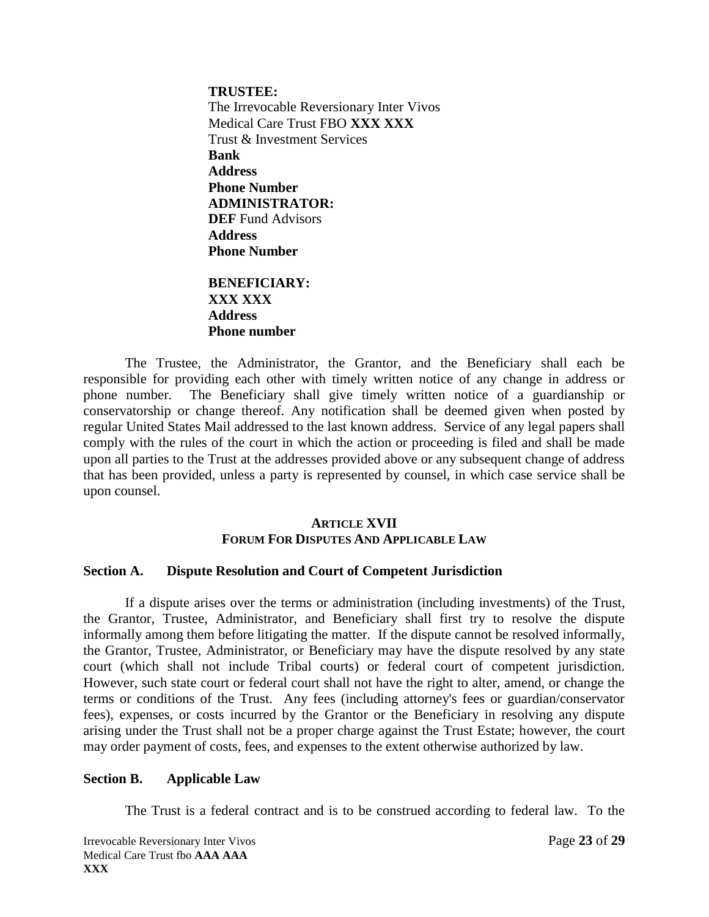**TRUSTEE:**
The Irrevocable Reversionary Inter Vivos
Medical Care Trust FBO **XXX XXX**
Trust & Investment Services
**Bank**
**Address**
**Phone Number**
**ADMINISTRATOR:**
**DEF** Fund Advisors
**Address**
**Phone Number**

**BENEFICIARY:**
**XXX XXX**
**Address**
**Phone number**

The Trustee, the Administrator, the Grantor, and the Beneficiary shall each be responsible for providing each other with timely written notice of any change in address or phone number. The Beneficiary shall give timely written notice of a guardianship or conservatorship or change thereof. Any notification shall be deemed given when posted by regular United States Mail addressed to the last known address. Service of any legal papers shall comply with the rules of the court in which the action or proceeding is filed and shall be made upon all parties to the Trust at the addresses provided above or any subsequent change of address that has been provided, unless a party is represented by counsel, in which case service shall be upon counsel.

## ARTICLE XVII
## FORUM FOR DISPUTES AND APPLICABLE LAW

### Section A. Dispute Resolution and Court of Competent Jurisdiction

If a dispute arises over the terms or administration (including investments) of the Trust, the Grantor, Trustee, Administrator, and Beneficiary shall first try to resolve the dispute informally among them before litigating the matter. If the dispute cannot be resolved informally, the Grantor, Trustee, Administrator, or Beneficiary may have the dispute resolved by any state court (which shall not include Tribal courts) or federal court of competent jurisdiction. However, such state court or federal court shall not have the right to alter, amend, or change the terms or conditions of the Trust. Any fees (including attorney's fees or guardian/conservator fees), expenses, or costs incurred by the Grantor or the Beneficiary in resolving any dispute arising under the Trust shall not be a proper charge against the Trust Estate; however, the court may order payment of costs, fees, and expenses to the extent otherwise authorized by law.

### Section B. Applicable Law

The Trust is a federal contract and is to be construed according to federal law. To the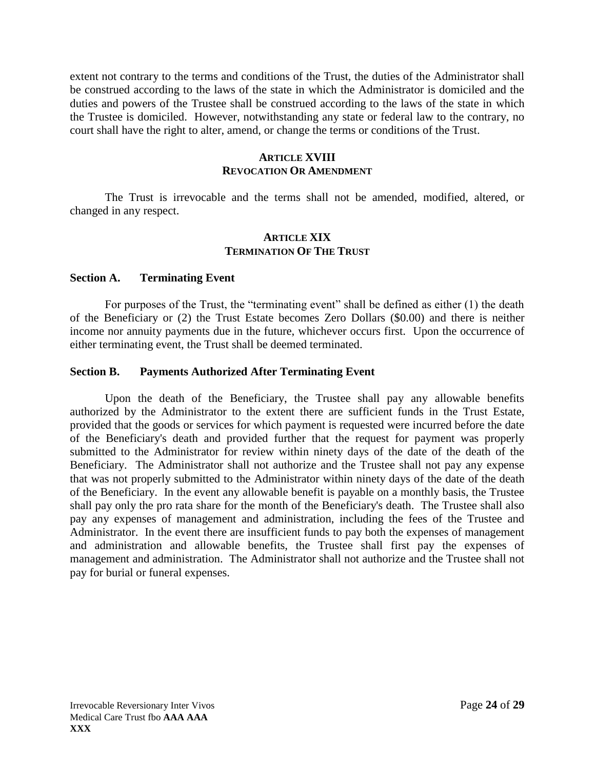extent not contrary to the terms and conditions of the Trust, the duties of the Administrator shall be construed according to the laws of the state in which the Administrator is domiciled and the duties and powers of the Trustee shall be construed according to the laws of the state in which the Trustee is domiciled. However, notwithstanding any state or federal law to the contrary, no court shall have the right to alter, amend, or change the terms or conditions of the Trust.

## ARTICLE XVIII
## REVOCATION OR AMENDMENT

The Trust is irrevocable and the terms shall not be amended, modified, altered, or changed in any respect.

## ARTICLE XIX
## TERMINATION OF THE TRUST

### Section A. Terminating Event

For purposes of the Trust, the "terminating event" shall be defined as either (1) the death of the Beneficiary or (2) the Trust Estate becomes Zero Dollars ($0.00) and there is neither income nor annuity payments due in the future, whichever occurs first. Upon the occurrence of either terminating event, the Trust shall be deemed terminated.

### Section B. Payments Authorized After Terminating Event

Upon the death of the Beneficiary, the Trustee shall pay any allowable benefits authorized by the Administrator to the extent there are sufficient funds in the Trust Estate, provided that the goods or services for which payment is requested were incurred before the date of the Beneficiary's death and provided further that the request for payment was properly submitted to the Administrator for review within ninety days of the date of the death of the Beneficiary. The Administrator shall not authorize and the Trustee shall not pay any expense that was not properly submitted to the Administrator within ninety days of the date of the death of the Beneficiary. In the event any allowable benefit is payable on a monthly basis, the Trustee shall pay only the pro rata share for the month of the Beneficiary's death. The Trustee shall also pay any expenses of management and administration, including the fees of the Trustee and Administrator. In the event there are insufficient funds to pay both the expenses of management and administration and allowable benefits, the Trustee shall first pay the expenses of management and administration. The Administrator shall not authorize and the Trustee shall not pay for burial or funeral expenses.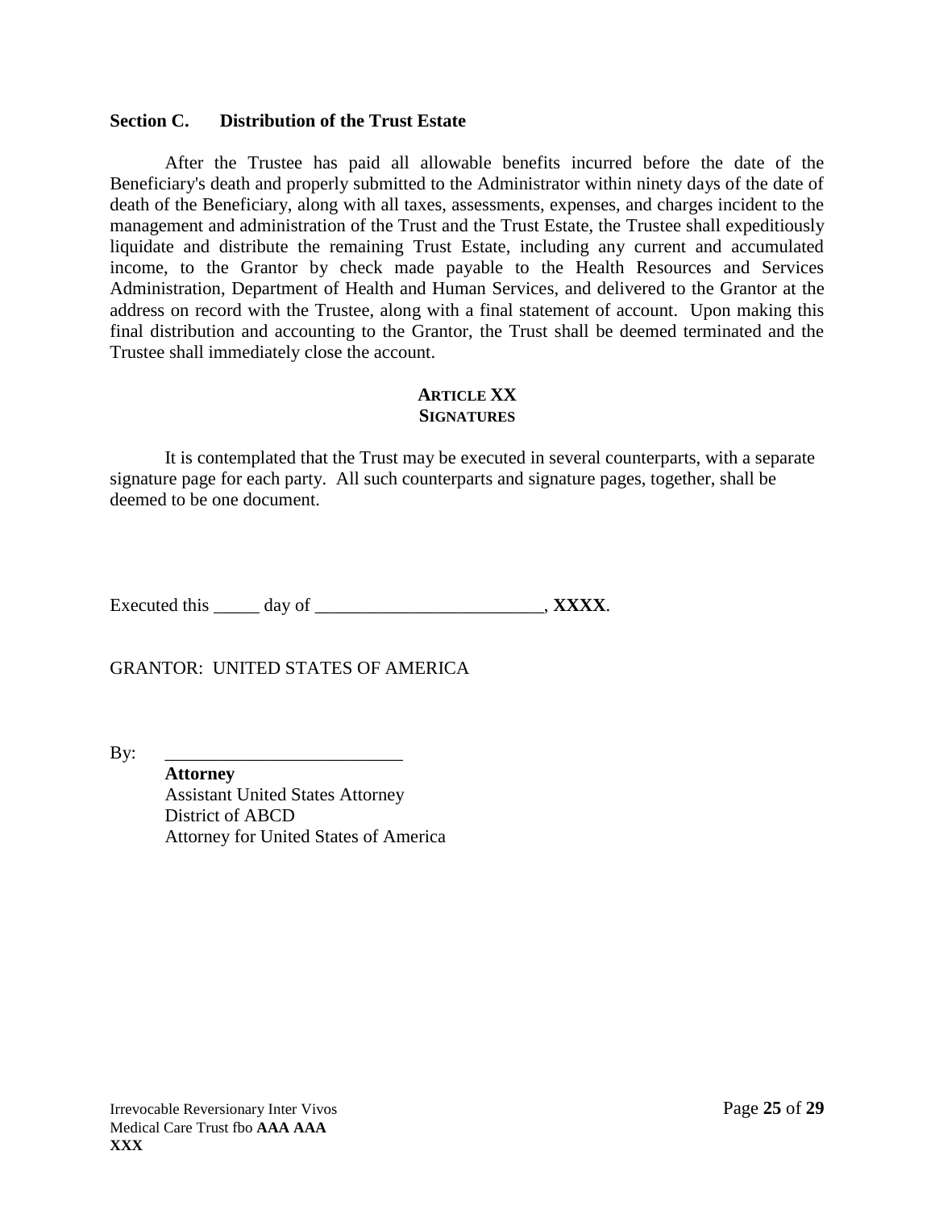### Section C. Distribution of the Trust Estate

After the Trustee has paid all allowable benefits incurred before the date of the Beneficiary's death and properly submitted to the Administrator within ninety days of the date of death of the Beneficiary, along with all taxes, assessments, expenses, and charges incident to the management and administration of the Trust and the Trust Estate, the Trustee shall expeditiously liquidate and distribute the remaining Trust Estate, including any current and accumulated income, to the Grantor by check made payable to the Health Resources and Services Administration, Department of Health and Human Services, and delivered to the Grantor at the address on record with the Trustee, along with a final statement of account. Upon making this final distribution and accounting to the Grantor, the Trust shall be deemed terminated and the Trustee shall immediately close the account.

## ARTICLE XX
## SIGNATURES

It is contemplated that the Trust may be executed in several counterparts, with a separate signature page for each party. All such counterparts and signature pages, together, shall be deemed to be one document.

Executed this _____ day of _________________________, **XXXX**.

GRANTOR: UNITED STATES OF AMERICA

By: __________________________

**Attorney**
Assistant United States Attorney
District of ABCD
Attorney for United States of America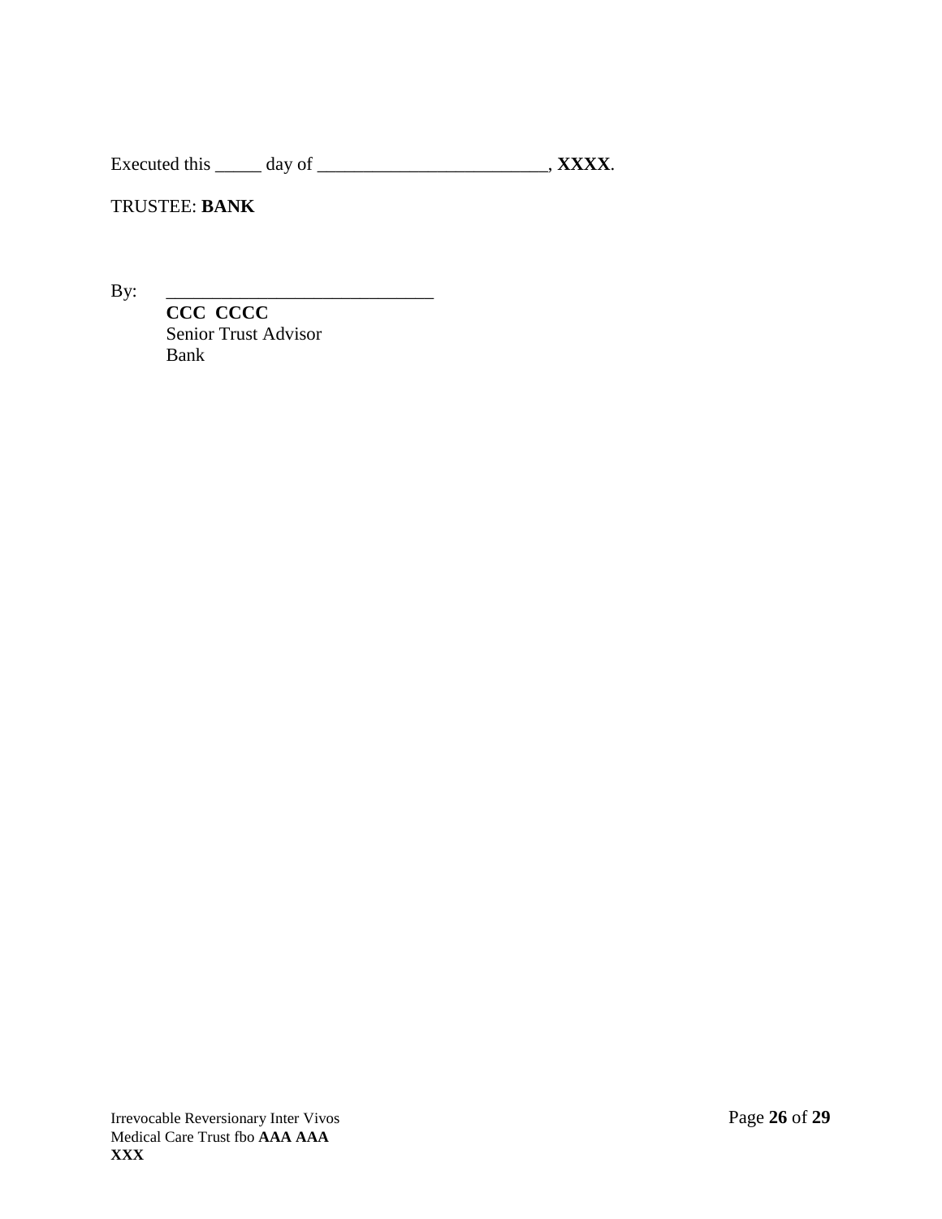Executed this _____ day of _________________________, **XXXX**.

TRUSTEE: **BANK**

By: _____________________________

**CCC CCCC**
Senior Trust Advisor
Bank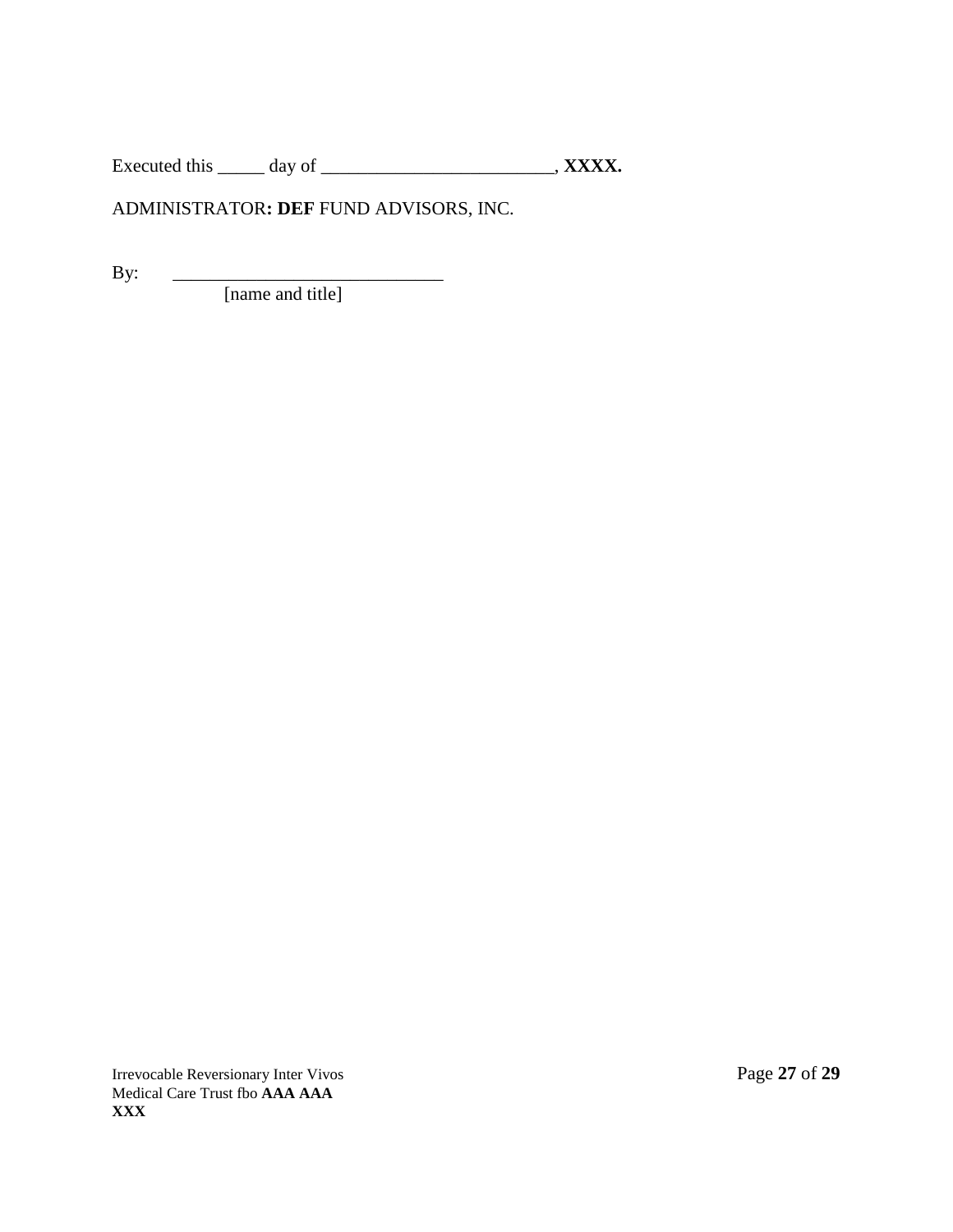Executed this _____ day of _________________________, **XXXX.**

ADMINISTRATOR**: DEF** FUND ADVISORS, INC.

By: _____________________________
[name and title]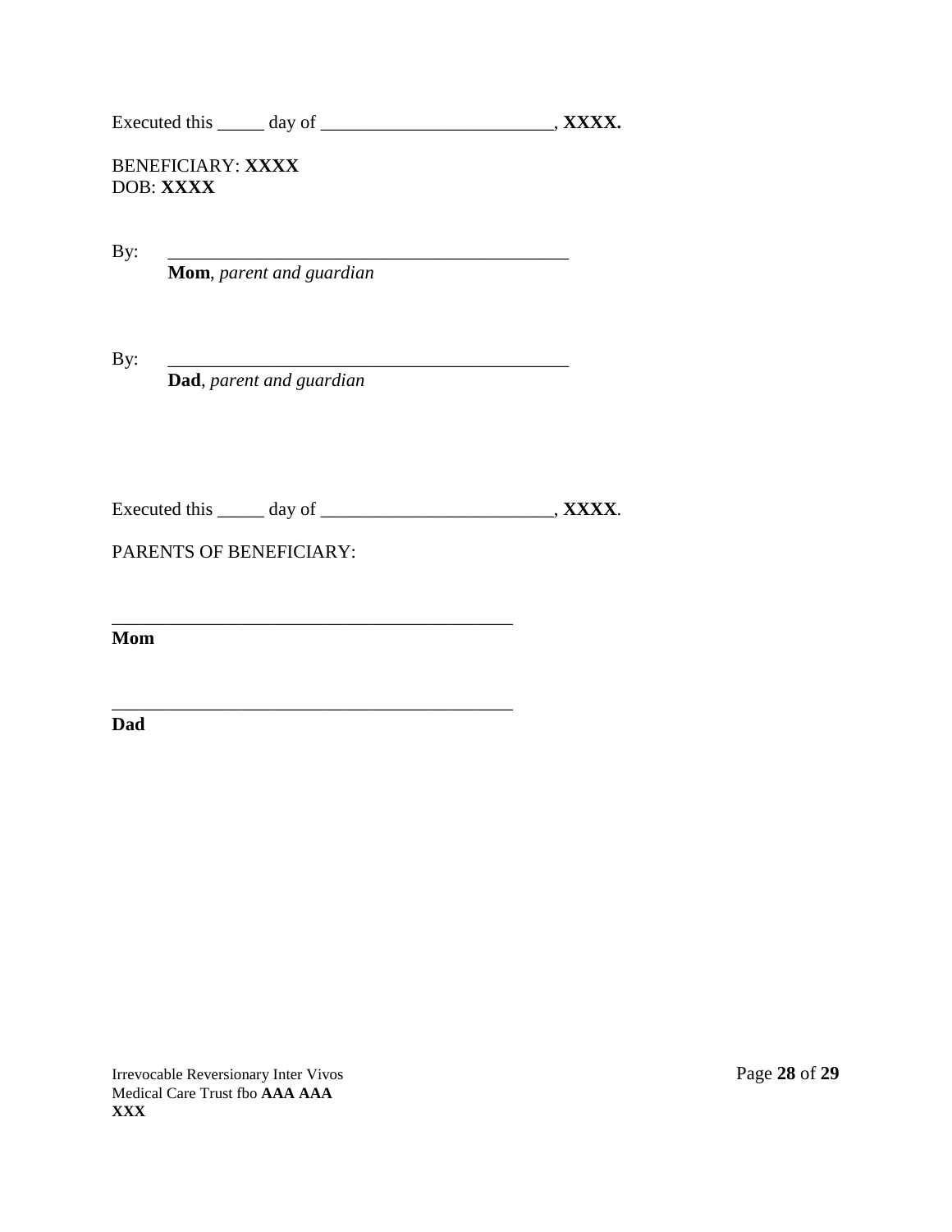Executed this _____ day of _________________________, **XXXX.**

BENEFICIARY: **XXXX**
DOB: **XXXX**

By: ____________________________________________
**Mom**, *parent and guardian*

By: ____________________________________________
**Dad**, *parent and guardian*

Executed this _____ day of _________________________, **XXXX**.

PARENTS OF BENEFICIARY:

____________________________________________
**Mom**

____________________________________________
**Dad**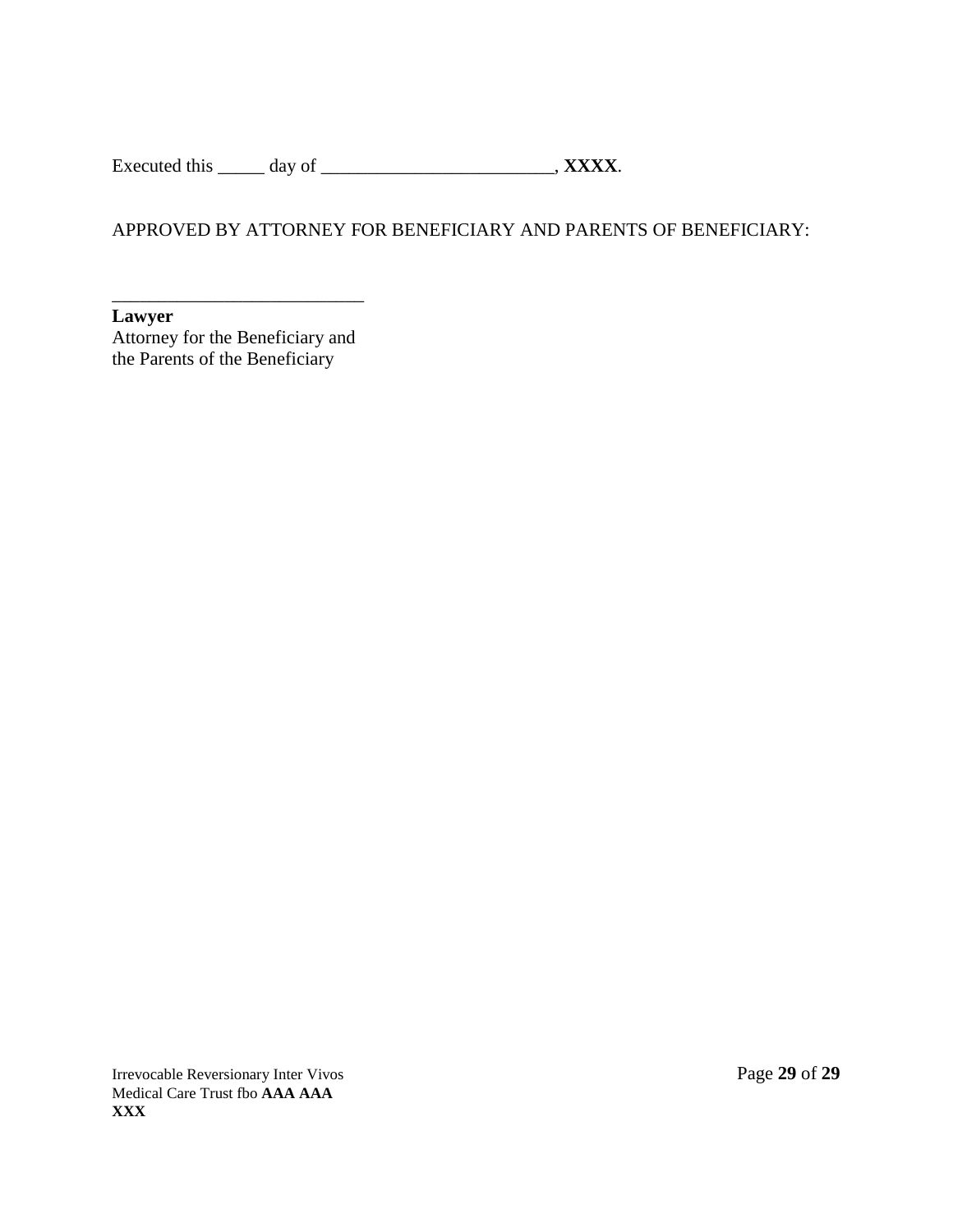Executed this _____ day of _________________________, **XXXX**.

APPROVED BY ATTORNEY FOR BENEFICIARY AND PARENTS OF BENEFICIARY:

___________________________
**Lawyer**
Attorney for the Beneficiary and
the Parents of the Beneficiary